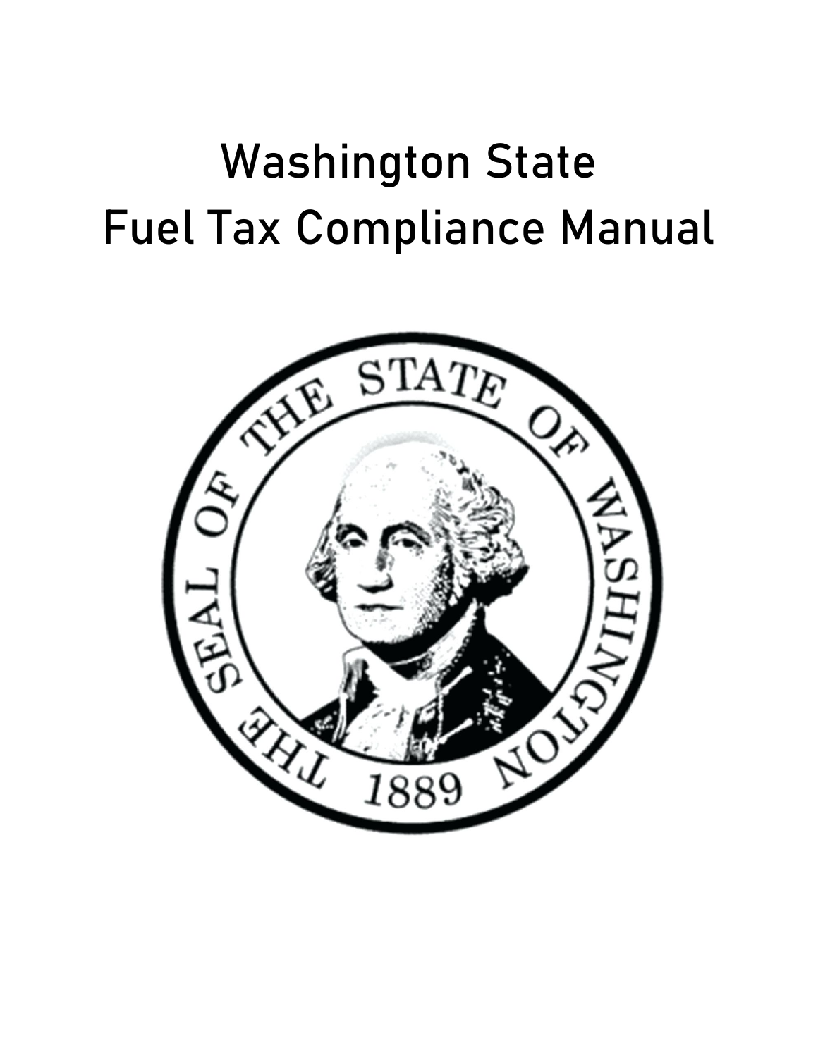# Washington State Fuel Tax Compliance Manual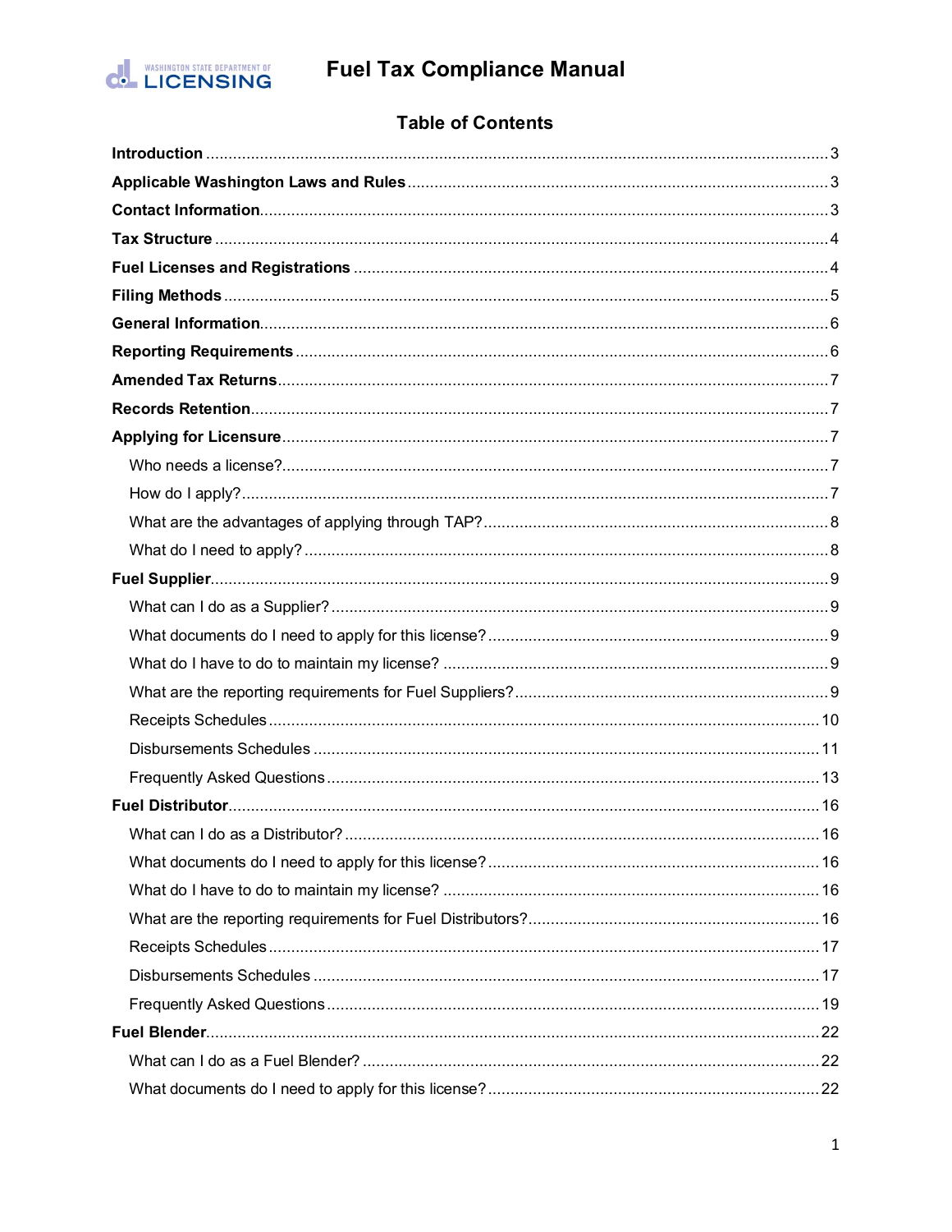# Fuel Tax Compliance Manual

## Table of Contents

**Introduction** ........ 3

**Applicable Washington Laws and Rules** ........ 3

**Contact Information** ........ 3

**Tax Structure** ........ 4

**Fuel Licenses and Registrations** ........ 4

**Filing Methods** ........ 5

**General Information** ........ 6

**Reporting Requirements** ........ 6

**Amended Tax Returns** ........ 7

**Records Retention** ........ 7

**Applying for Licensure** ........ 7

- Who needs a license? ........ 7
- How do I apply? ........ 7
- What are the advantages of applying through TAP? ........ 8
- What do I need to apply? ........ 8

**Fuel Supplier** ........ 9

- What can I do as a Supplier? ........ 9
- What documents do I need to apply for this license? ........ 9
- What do I have to do to maintain my license? ........ 9
- What are the reporting requirements for Fuel Suppliers? ........ 9
- Receipts Schedules ........ 10
- Disbursements Schedules ........ 11
- Frequently Asked Questions ........ 13

**Fuel Distributor** ........ 16

- What can I do as a Distributor? ........ 16
- What documents do I need to apply for this license? ........ 16
- What do I have to do to maintain my license? ........ 16
- What are the reporting requirements for Fuel Distributors? ........ 16
- Receipts Schedules ........ 17
- Disbursements Schedules ........ 17
- Frequently Asked Questions ........ 19

**Fuel Blender** ........ 22

- What can I do as a Fuel Blender? ........ 22
- What documents do I need to apply for this license? ........ 22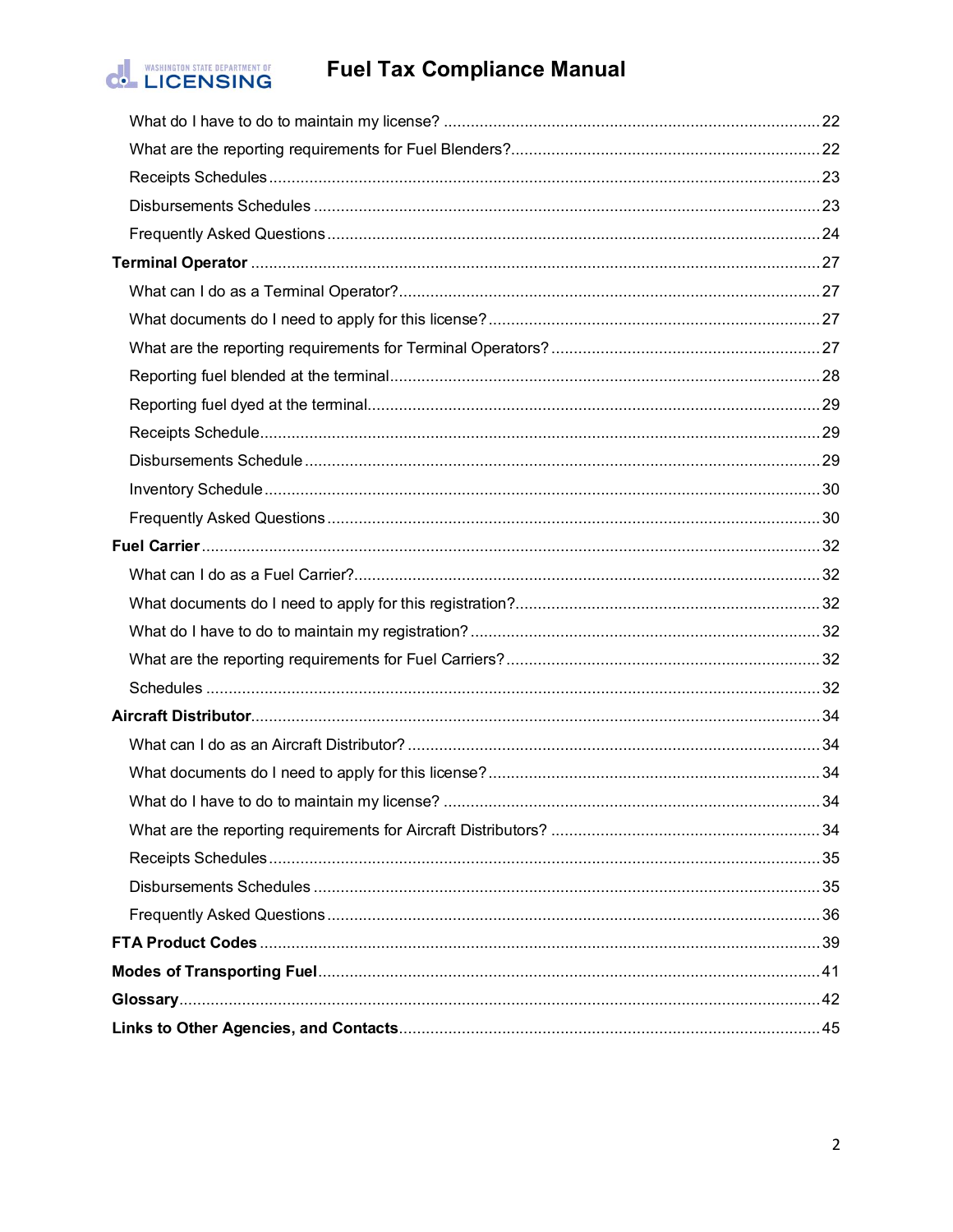What do I have to do to maintain my license? ..................... 22

What are the reporting requirements for Fuel Blenders? ..................... 22

Receipts Schedules ..................... 23

Disbursements Schedules ..................... 23

Frequently Asked Questions ..................... 24

**Terminal Operator** ..................... 27

What can I do as a Terminal Operator? ..................... 27

What documents do I need to apply for this license? ..................... 27

What are the reporting requirements for Terminal Operators? ..................... 27

Reporting fuel blended at the terminal ..................... 28

Reporting fuel dyed at the terminal ..................... 29

Receipts Schedule ..................... 29

Disbursements Schedule ..................... 29

Inventory Schedule ..................... 30

Frequently Asked Questions ..................... 30

**Fuel Carrier** ..................... 32

What can I do as a Fuel Carrier? ..................... 32

What documents do I need to apply for this registration? ..................... 32

What do I have to do to maintain my registration? ..................... 32

What are the reporting requirements for Fuel Carriers? ..................... 32

Schedules ..................... 32

**Aircraft Distributor** ..................... 34

What can I do as an Aircraft Distributor? ..................... 34

What documents do I need to apply for this license? ..................... 34

What do I have to do to maintain my license? ..................... 34

What are the reporting requirements for Aircraft Distributors? ..................... 34

Receipts Schedules ..................... 35

Disbursements Schedules ..................... 35

Frequently Asked Questions ..................... 36

**FTA Product Codes** ..................... 39

**Modes of Transporting Fuel** ..................... 41

**Glossary** ..................... 42

**Links to Other Agencies, and Contacts** ..................... 45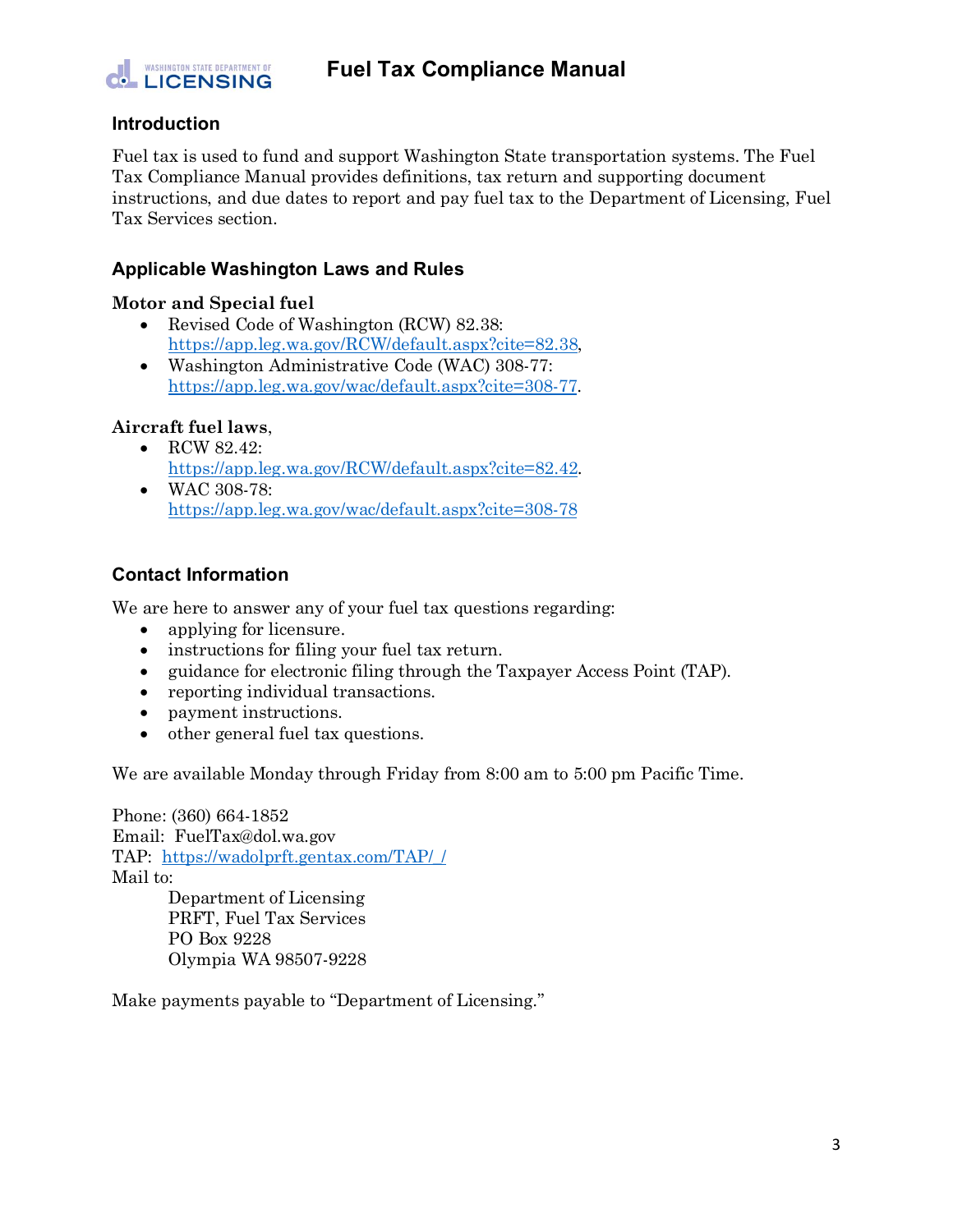## Introduction

Fuel tax is used to fund and support Washington State transportation systems. The Fuel Tax Compliance Manual provides definitions, tax return and supporting document instructions, and due dates to report and pay fuel tax to the Department of Licensing, Fuel Tax Services section.

## Applicable Washington Laws and Rules

**Motor and Special fuel**

- Revised Code of Washington (RCW) 82.38: https://app.leg.wa.gov/RCW/default.aspx?cite=82.38,
- Washington Administrative Code (WAC) 308-77: https://app.leg.wa.gov/wac/default.aspx?cite=308-77.

**Aircraft fuel laws**,

- RCW 82.42: https://app.leg.wa.gov/RCW/default.aspx?cite=82.42.
- WAC 308-78: https://app.leg.wa.gov/wac/default.aspx?cite=308-78

## Contact Information

We are here to answer any of your fuel tax questions regarding:

- applying for licensure.
- instructions for filing your fuel tax return.
- guidance for electronic filing through the Taxpayer Access Point (TAP).
- reporting individual transactions.
- payment instructions.
- other general fuel tax questions.

We are available Monday through Friday from 8:00 am to 5:00 pm Pacific Time.

Phone: (360) 664-1852
Email: FuelTax@dol.wa.gov
TAP: https://wadolprft.gentax.com/TAP/_/
Mail to:

Department of Licensing
PRFT, Fuel Tax Services
PO Box 9228
Olympia WA 98507-9228

Make payments payable to "Department of Licensing."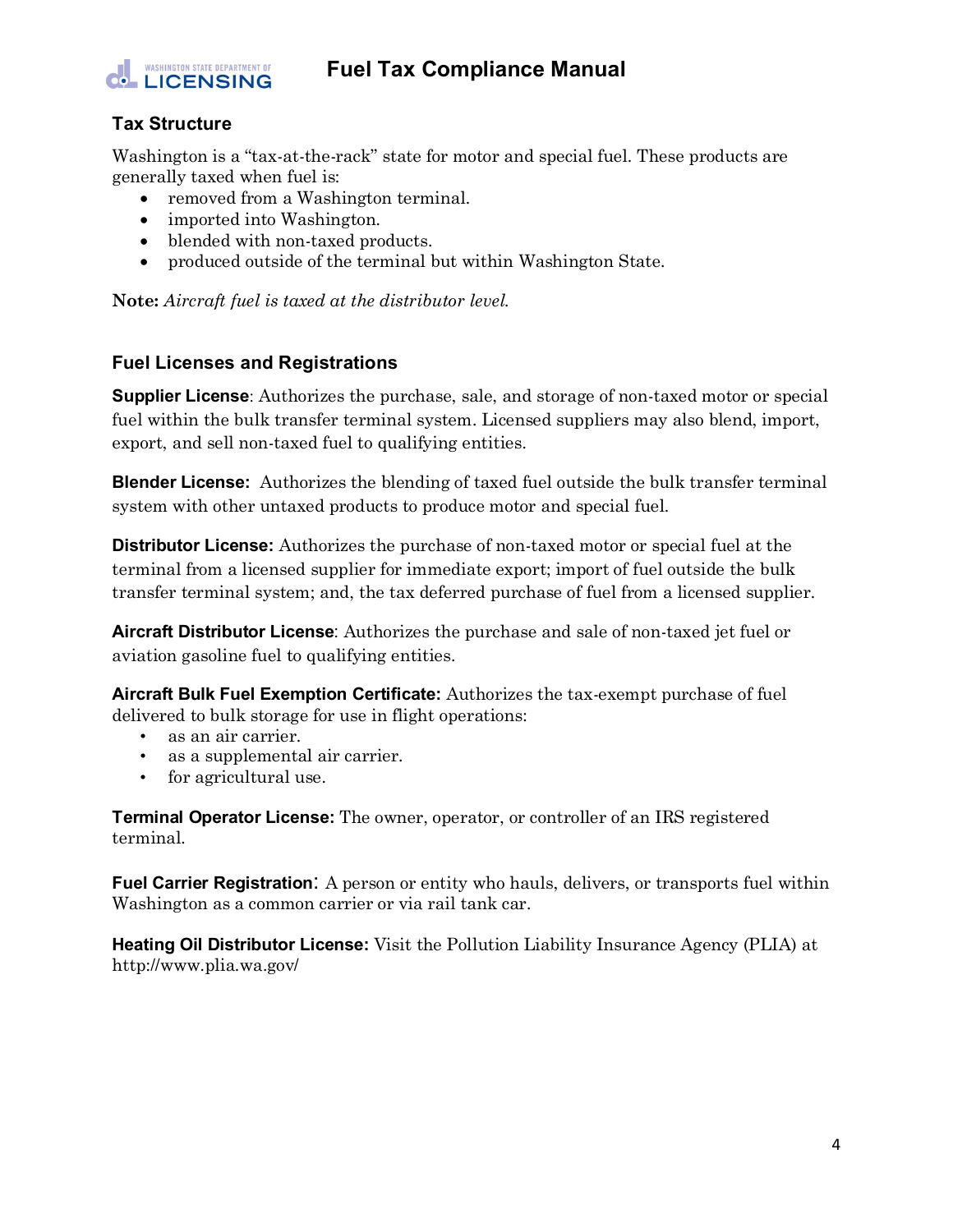## Tax Structure

Washington is a "tax-at-the-rack" state for motor and special fuel. These products are generally taxed when fuel is:

- removed from a Washington terminal.
- imported into Washington.
- blended with non-taxed products.
- produced outside of the terminal but within Washington State.

**Note:** *Aircraft fuel is taxed at the distributor level.*

## Fuel Licenses and Registrations

**Supplier License**: Authorizes the purchase, sale, and storage of non-taxed motor or special fuel within the bulk transfer terminal system. Licensed suppliers may also blend, import, export, and sell non-taxed fuel to qualifying entities.

**Blender License:** Authorizes the blending of taxed fuel outside the bulk transfer terminal system with other untaxed products to produce motor and special fuel.

**Distributor License:** Authorizes the purchase of non-taxed motor or special fuel at the terminal from a licensed supplier for immediate export; import of fuel outside the bulk transfer terminal system; and, the tax deferred purchase of fuel from a licensed supplier.

**Aircraft Distributor License**: Authorizes the purchase and sale of non-taxed jet fuel or aviation gasoline fuel to qualifying entities.

**Aircraft Bulk Fuel Exemption Certificate:** Authorizes the tax-exempt purchase of fuel delivered to bulk storage for use in flight operations:

- as an air carrier.
- as a supplemental air carrier.
- for agricultural use.

**Terminal Operator License:** The owner, operator, or controller of an IRS registered terminal.

**Fuel Carrier Registration**: A person or entity who hauls, delivers, or transports fuel within Washington as a common carrier or via rail tank car.

**Heating Oil Distributor License:** Visit the Pollution Liability Insurance Agency (PLIA) at http://www.plia.wa.gov/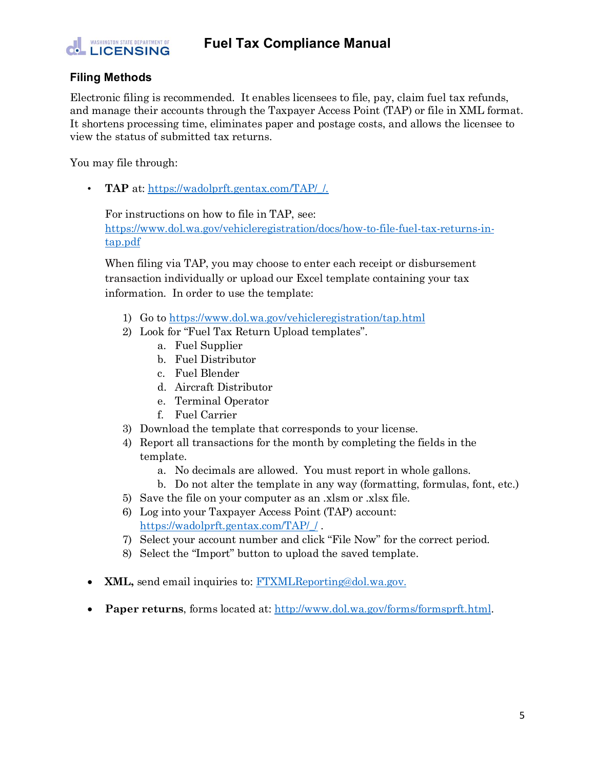## Filing Methods

Electronic filing is recommended. It enables licensees to file, pay, claim fuel tax refunds, and manage their accounts through the Taxpayer Access Point (TAP) or file in XML format. It shortens processing time, eliminates paper and postage costs, and allows the licensee to view the status of submitted tax returns.

You may file through:

- **TAP** at: https://wadolprft.gentax.com/TAP/_/.

  For instructions on how to file in TAP, see: https://www.dol.wa.gov/vehicleregistration/docs/how-to-file-fuel-tax-returns-in-tap.pdf

  When filing via TAP, you may choose to enter each receipt or disbursement transaction individually or upload our Excel template containing your tax information. In order to use the template:

  1) Go to https://www.dol.wa.gov/vehicleregistration/tap.html
  2) Look for "Fuel Tax Return Upload templates".
     a. Fuel Supplier
     b. Fuel Distributor
     c. Fuel Blender
     d. Aircraft Distributor
     e. Terminal Operator
     f. Fuel Carrier
  3) Download the template that corresponds to your license.
  4) Report all transactions for the month by completing the fields in the template.
     a. No decimals are allowed. You must report in whole gallons.
     b. Do not alter the template in any way (formatting, formulas, font, etc.)
  5) Save the file on your computer as an .xlsm or .xlsx file.
  6) Log into your Taxpayer Access Point (TAP) account: https://wadolprft.gentax.com/TAP/_/ .
  7) Select your account number and click "File Now" for the correct period.
  8) Select the "Import" button to upload the saved template.

- **XML,** send email inquiries to: FTXMLReporting@dol.wa.gov.

- **Paper returns**, forms located at: http://www.dol.wa.gov/forms/formsprft.html.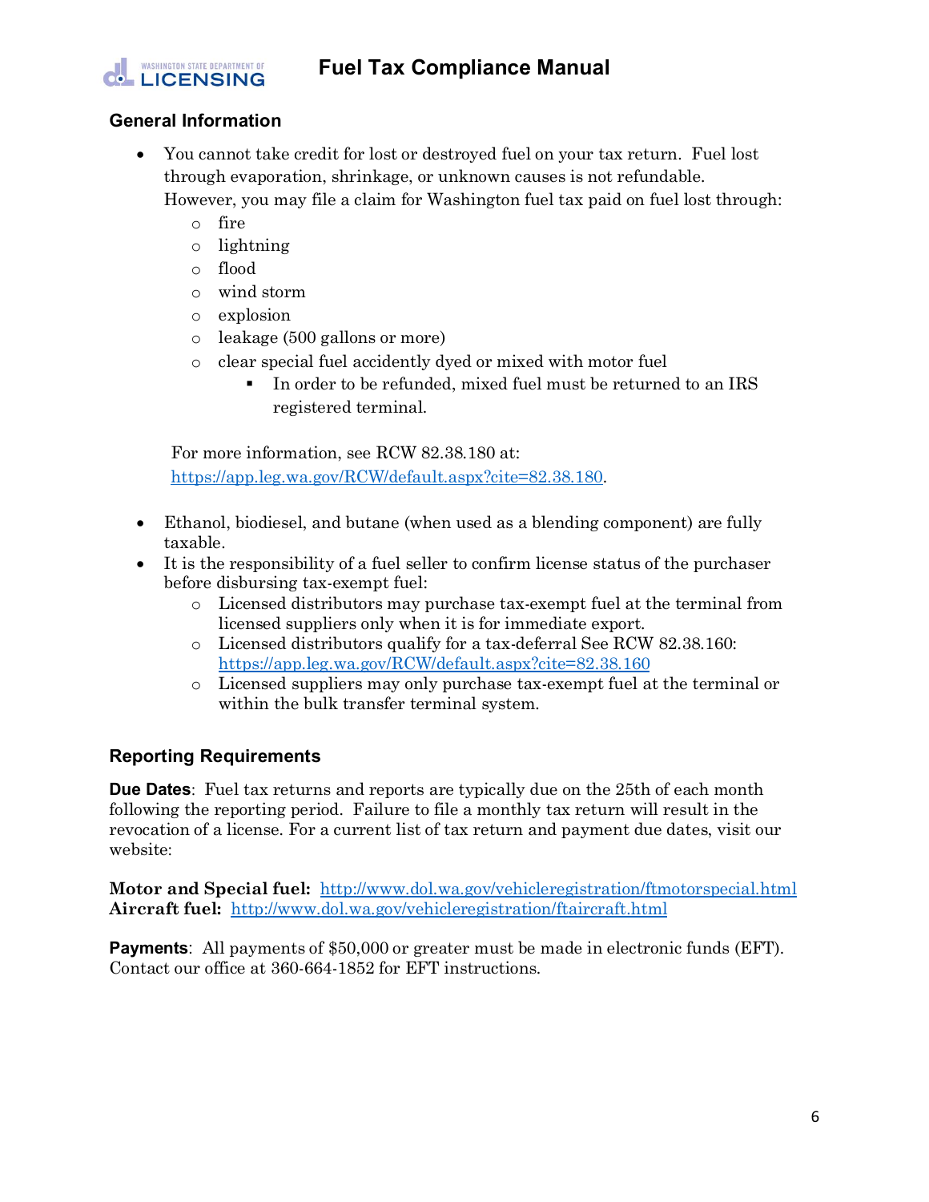## General Information

- You cannot take credit for lost or destroyed fuel on your tax return. Fuel lost through evaporation, shrinkage, or unknown causes is not refundable. However, you may file a claim for Washington fuel tax paid on fuel lost through:
  - fire
  - lightning
  - flood
  - wind storm
  - explosion
  - leakage (500 gallons or more)
  - clear special fuel accidently dyed or mixed with motor fuel
    - In order to be refunded, mixed fuel must be returned to an IRS registered terminal.

  For more information, see RCW 82.38.180 at: https://app.leg.wa.gov/RCW/default.aspx?cite=82.38.180.

- Ethanol, biodiesel, and butane (when used as a blending component) are fully taxable.
- It is the responsibility of a fuel seller to confirm license status of the purchaser before disbursing tax-exempt fuel:
  - Licensed distributors may purchase tax-exempt fuel at the terminal from licensed suppliers only when it is for immediate export.
  - Licensed distributors qualify for a tax-deferral See RCW 82.38.160: https://app.leg.wa.gov/RCW/default.aspx?cite=82.38.160
  - Licensed suppliers may only purchase tax-exempt fuel at the terminal or within the bulk transfer terminal system.

## Reporting Requirements

**Due Dates**: Fuel tax returns and reports are typically due on the 25th of each month following the reporting period. Failure to file a monthly tax return will result in the revocation of a license. For a current list of tax return and payment due dates, visit our website:

**Motor and Special fuel:** http://www.dol.wa.gov/vehicleregistration/ftmotorspecial.html
**Aircraft fuel:** http://www.dol.wa.gov/vehicleregistration/ftaircraft.html

**Payments**: All payments of $50,000 or greater must be made in electronic funds (EFT). Contact our office at 360-664-1852 for EFT instructions.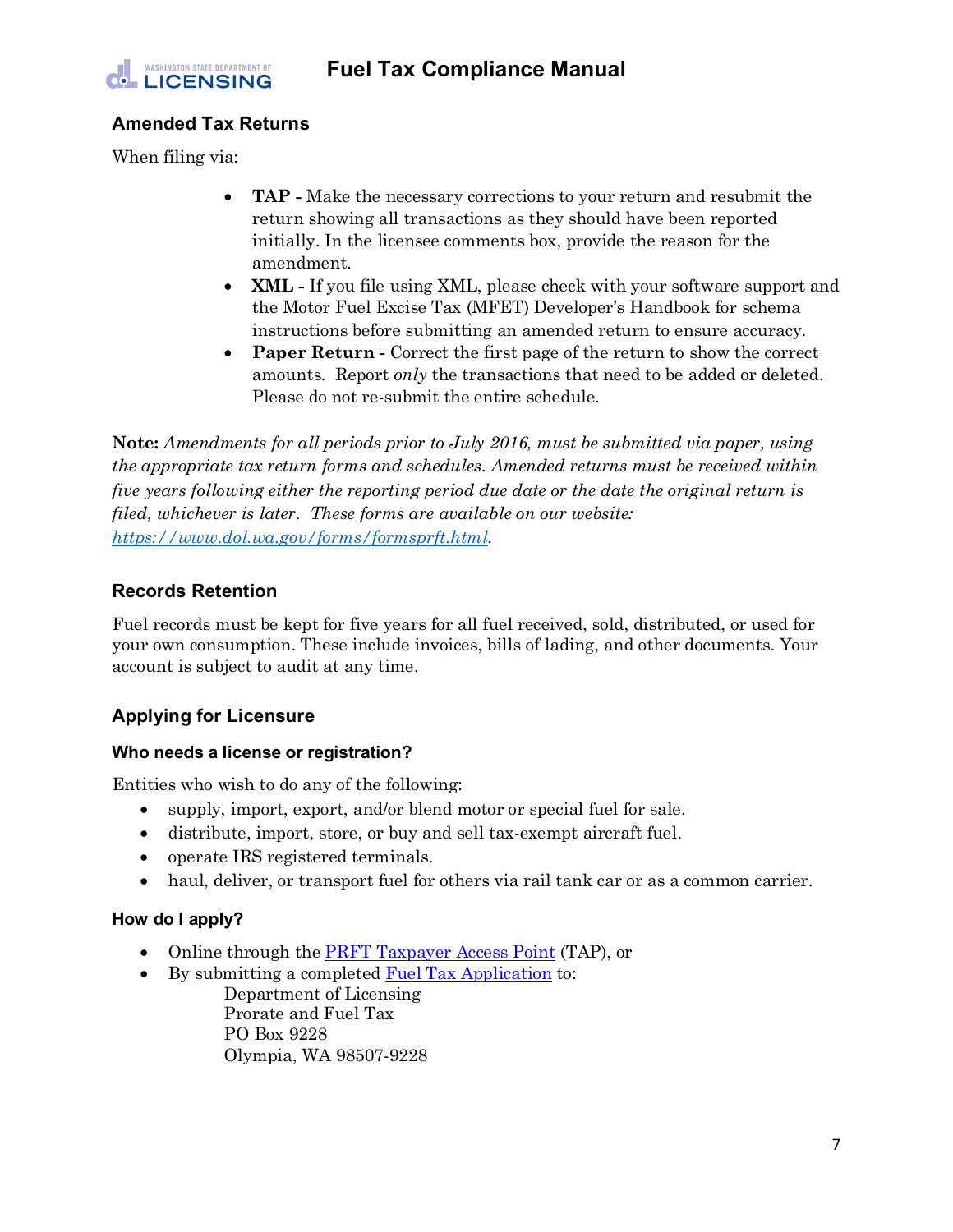## Amended Tax Returns

When filing via:

- **TAP -** Make the necessary corrections to your return and resubmit the return showing all transactions as they should have been reported initially. In the licensee comments box, provide the reason for the amendment.
- **XML -** If you file using XML, please check with your software support and the Motor Fuel Excise Tax (MFET) Developer's Handbook for schema instructions before submitting an amended return to ensure accuracy.
- **Paper Return -** Correct the first page of the return to show the correct amounts. Report *only* the transactions that need to be added or deleted. Please do not re-submit the entire schedule.

**Note:** *Amendments for all periods prior to July 2016, must be submitted via paper, using the appropriate tax return forms and schedules. Amended returns must be received within five years following either the reporting period due date or the date the original return is filed, whichever is later. These forms are available on our website:* [*https://www.dol.wa.gov/forms/formsprft.html*](https://www.dol.wa.gov/forms/formsprft.html).

## Records Retention

Fuel records must be kept for five years for all fuel received, sold, distributed, or used for your own consumption. These include invoices, bills of lading, and other documents. Your account is subject to audit at any time.

## Applying for Licensure

### Who needs a license or registration?

Entities who wish to do any of the following:

- supply, import, export, and/or blend motor or special fuel for sale.
- distribute, import, store, or buy and sell tax-exempt aircraft fuel.
- operate IRS registered terminals.
- haul, deliver, or transport fuel for others via rail tank car or as a common carrier.

### How do I apply?

- Online through the PRFT Taxpayer Access Point (TAP), or
- By submitting a completed Fuel Tax Application to:

  Department of Licensing
  Prorate and Fuel Tax
  PO Box 9228
  Olympia, WA 98507-9228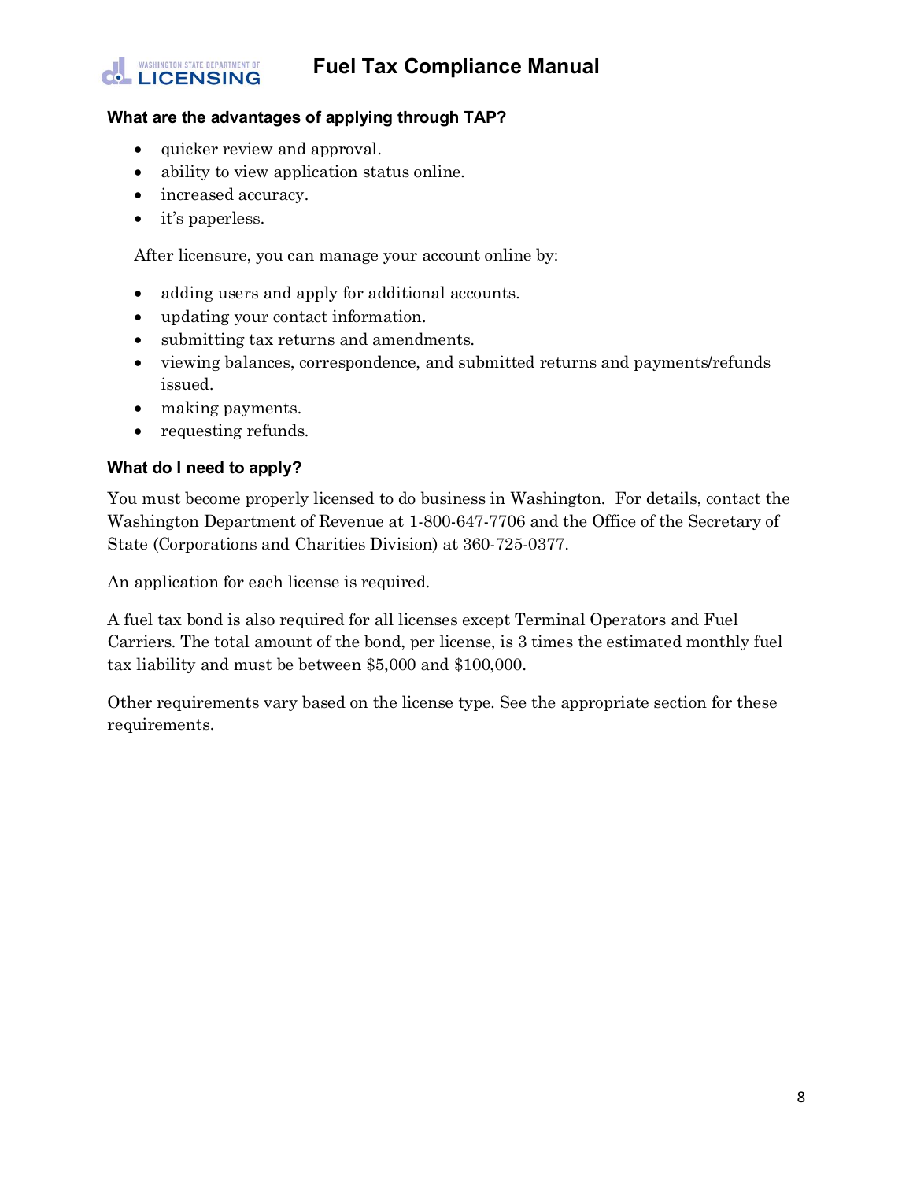### What are the advantages of applying through TAP?

- quicker review and approval.
- ability to view application status online.
- increased accuracy.
- it's paperless.

After licensure, you can manage your account online by:

- adding users and apply for additional accounts.
- updating your contact information.
- submitting tax returns and amendments.
- viewing balances, correspondence, and submitted returns and payments/refunds issued.
- making payments.
- requesting refunds.

### What do I need to apply?

You must become properly licensed to do business in Washington. For details, contact the Washington Department of Revenue at 1-800-647-7706 and the Office of the Secretary of State (Corporations and Charities Division) at 360-725-0377.

An application for each license is required.

A fuel tax bond is also required for all licenses except Terminal Operators and Fuel Carriers. The total amount of the bond, per license, is 3 times the estimated monthly fuel tax liability and must be between $5,000 and $100,000.

Other requirements vary based on the license type. See the appropriate section for these requirements.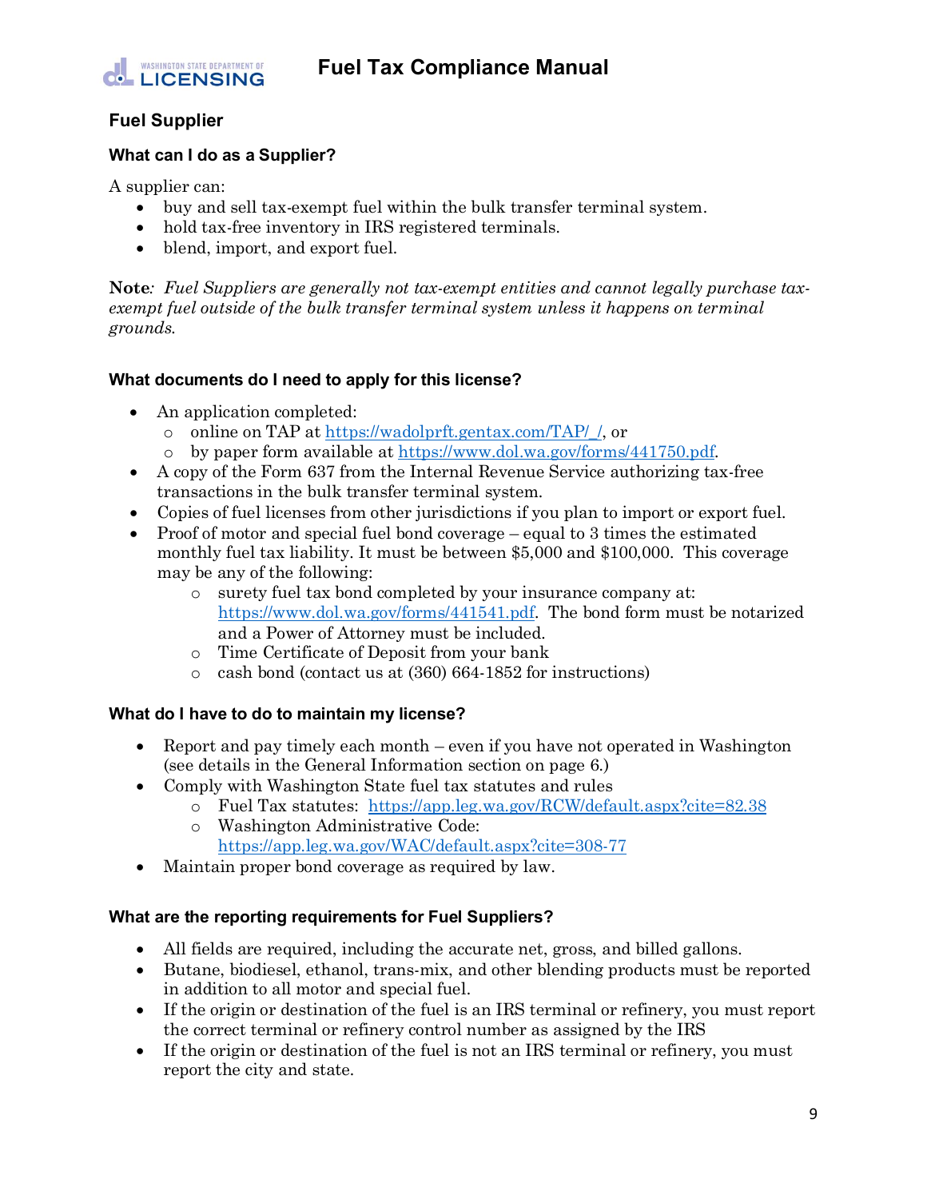## Fuel Supplier

### What can I do as a Supplier?

A supplier can:

- buy and sell tax-exempt fuel within the bulk transfer terminal system.
- hold tax-free inventory in IRS registered terminals.
- blend, import, and export fuel.

**Note**: *Fuel Suppliers are generally not tax-exempt entities and cannot legally purchase tax-exempt fuel outside of the bulk transfer terminal system unless it happens on terminal grounds.*

### What documents do I need to apply for this license?

- An application completed:
  - online on TAP at https://wadolprft.gentax.com/TAP/_/, or
  - by paper form available at https://www.dol.wa.gov/forms/441750.pdf.
- A copy of the Form 637 from the Internal Revenue Service authorizing tax-free transactions in the bulk transfer terminal system.
- Copies of fuel licenses from other jurisdictions if you plan to import or export fuel.
- Proof of motor and special fuel bond coverage – equal to 3 times the estimated monthly fuel tax liability. It must be between $5,000 and $100,000. This coverage may be any of the following:
  - surety fuel tax bond completed by your insurance company at: https://www.dol.wa.gov/forms/441541.pdf. The bond form must be notarized and a Power of Attorney must be included.
  - Time Certificate of Deposit from your bank
  - cash bond (contact us at (360) 664-1852 for instructions)

### What do I have to do to maintain my license?

- Report and pay timely each month – even if you have not operated in Washington (see details in the General Information section on page 6.)
- Comply with Washington State fuel tax statutes and rules
  - Fuel Tax statutes: https://app.leg.wa.gov/RCW/default.aspx?cite=82.38
  - Washington Administrative Code: https://app.leg.wa.gov/WAC/default.aspx?cite=308-77
- Maintain proper bond coverage as required by law.

### What are the reporting requirements for Fuel Suppliers?

- All fields are required, including the accurate net, gross, and billed gallons.
- Butane, biodiesel, ethanol, trans-mix, and other blending products must be reported in addition to all motor and special fuel.
- If the origin or destination of the fuel is an IRS terminal or refinery, you must report the correct terminal or refinery control number as assigned by the IRS
- If the origin or destination of the fuel is not an IRS terminal or refinery, you must report the city and state.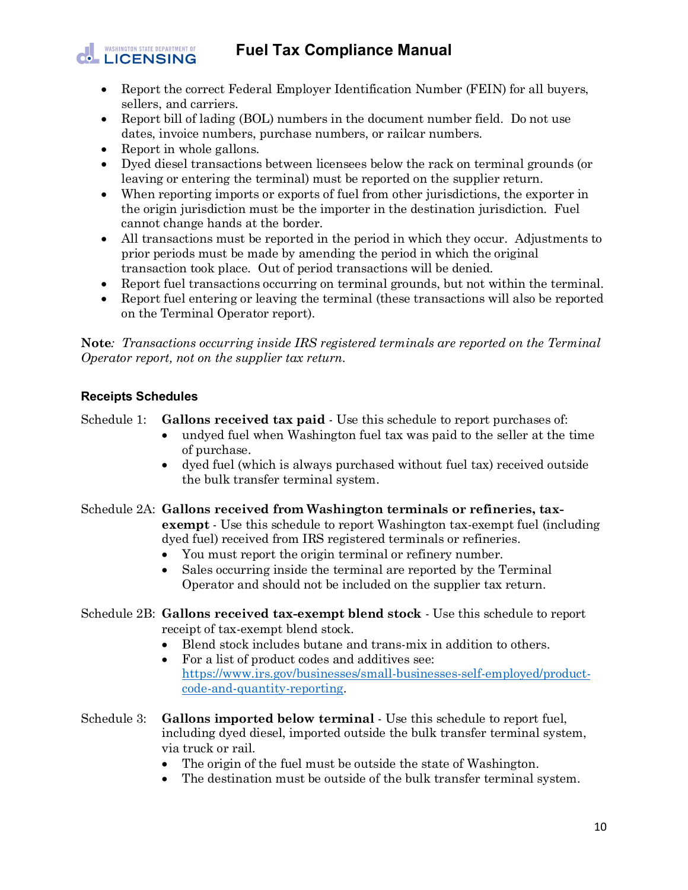- Report the correct Federal Employer Identification Number (FEIN) for all buyers, sellers, and carriers.
- Report bill of lading (BOL) numbers in the document number field. Do not use dates, invoice numbers, purchase numbers, or railcar numbers.
- Report in whole gallons.
- Dyed diesel transactions between licensees below the rack on terminal grounds (or leaving or entering the terminal) must be reported on the supplier return.
- When reporting imports or exports of fuel from other jurisdictions, the exporter in the origin jurisdiction must be the importer in the destination jurisdiction. Fuel cannot change hands at the border.
- All transactions must be reported in the period in which they occur. Adjustments to prior periods must be made by amending the period in which the original transaction took place. Out of period transactions will be denied.
- Report fuel transactions occurring on terminal grounds, but not within the terminal.
- Report fuel entering or leaving the terminal (these transactions will also be reported on the Terminal Operator report).

**Note**: *Transactions occurring inside IRS registered terminals are reported on the Terminal Operator report, not on the supplier tax return.*

### Receipts Schedules

Schedule 1: **Gallons received tax paid** - Use this schedule to report purchases of:

- undyed fuel when Washington fuel tax was paid to the seller at the time of purchase.
- dyed fuel (which is always purchased without fuel tax) received outside the bulk transfer terminal system.

Schedule 2A: **Gallons received from Washington terminals or refineries, tax-exempt** - Use this schedule to report Washington tax-exempt fuel (including dyed fuel) received from IRS registered terminals or refineries.

- You must report the origin terminal or refinery number.
- Sales occurring inside the terminal are reported by the Terminal Operator and should not be included on the supplier tax return.

Schedule 2B: **Gallons received tax-exempt blend stock** - Use this schedule to report receipt of tax-exempt blend stock.

- Blend stock includes butane and trans-mix in addition to others.
- For a list of product codes and additives see: [https://www.irs.gov/businesses/small-businesses-self-employed/product-code-and-quantity-reporting](https://www.irs.gov/businesses/small-businesses-self-employed/product-code-and-quantity-reporting).

Schedule 3: **Gallons imported below terminal** - Use this schedule to report fuel, including dyed diesel, imported outside the bulk transfer terminal system, via truck or rail.

- The origin of the fuel must be outside the state of Washington.
- The destination must be outside of the bulk transfer terminal system.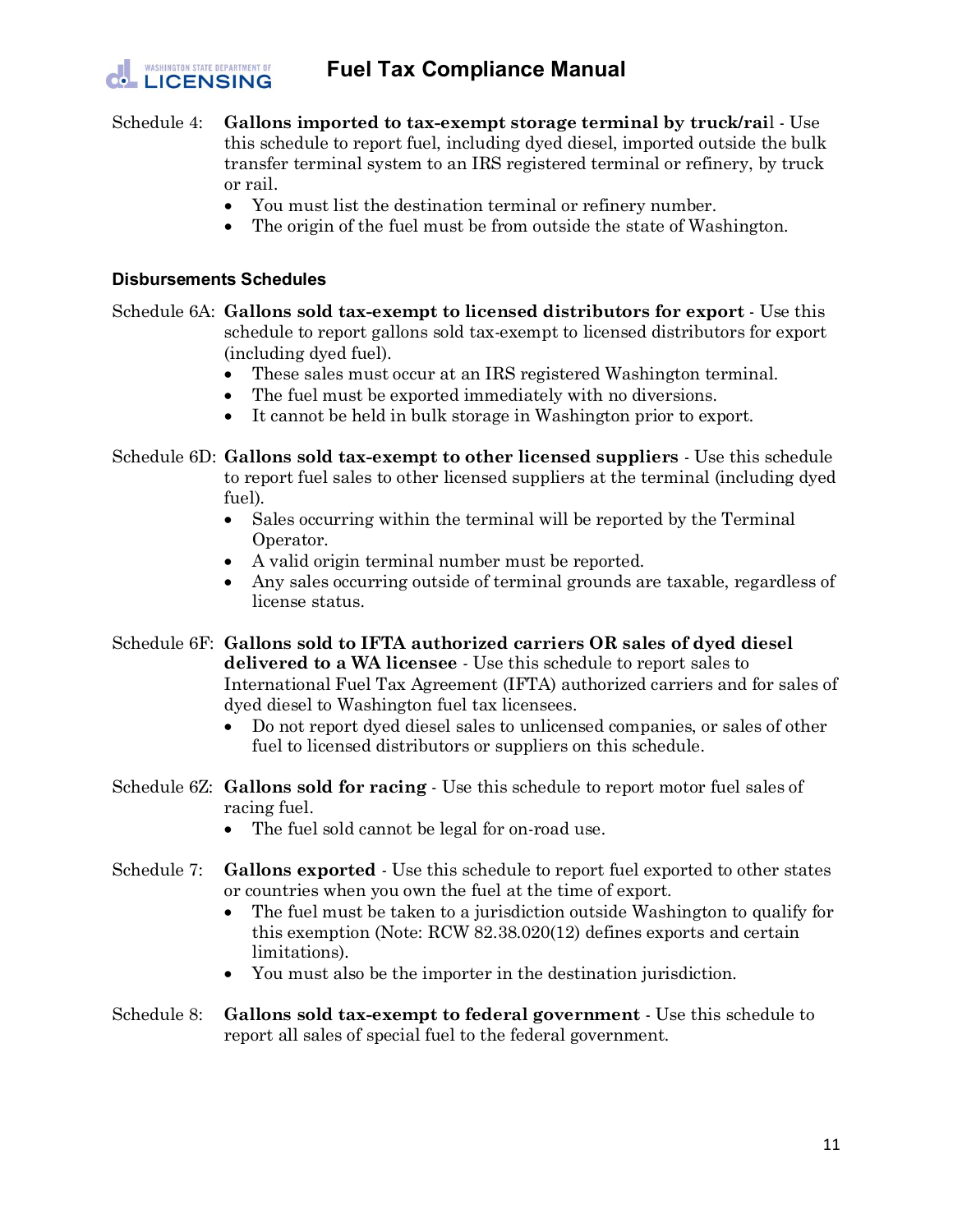Schedule 4: **Gallons imported to tax-exempt storage terminal by truck/rail** - Use this schedule to report fuel, including dyed diesel, imported outside the bulk transfer terminal system to an IRS registered terminal or refinery, by truck or rail.

- You must list the destination terminal or refinery number.
- The origin of the fuel must be from outside the state of Washington.

### Disbursements Schedules

Schedule 6A: **Gallons sold tax-exempt to licensed distributors for export** - Use this schedule to report gallons sold tax-exempt to licensed distributors for export (including dyed fuel).

- These sales must occur at an IRS registered Washington terminal.
- The fuel must be exported immediately with no diversions.
- It cannot be held in bulk storage in Washington prior to export.

Schedule 6D: **Gallons sold tax-exempt to other licensed suppliers** - Use this schedule to report fuel sales to other licensed suppliers at the terminal (including dyed fuel).

- Sales occurring within the terminal will be reported by the Terminal Operator.
- A valid origin terminal number must be reported.
- Any sales occurring outside of terminal grounds are taxable, regardless of license status.

Schedule 6F: **Gallons sold to IFTA authorized carriers OR sales of dyed diesel delivered to a WA licensee** - Use this schedule to report sales to International Fuel Tax Agreement (IFTA) authorized carriers and for sales of dyed diesel to Washington fuel tax licensees.

- Do not report dyed diesel sales to unlicensed companies, or sales of other fuel to licensed distributors or suppliers on this schedule.

Schedule 6Z: **Gallons sold for racing** - Use this schedule to report motor fuel sales of racing fuel.

- The fuel sold cannot be legal for on-road use.

Schedule 7: **Gallons exported** - Use this schedule to report fuel exported to other states or countries when you own the fuel at the time of export.

- The fuel must be taken to a jurisdiction outside Washington to qualify for this exemption (Note: RCW 82.38.020(12) defines exports and certain limitations).
- You must also be the importer in the destination jurisdiction.

Schedule 8: **Gallons sold tax-exempt to federal government** - Use this schedule to report all sales of special fuel to the federal government.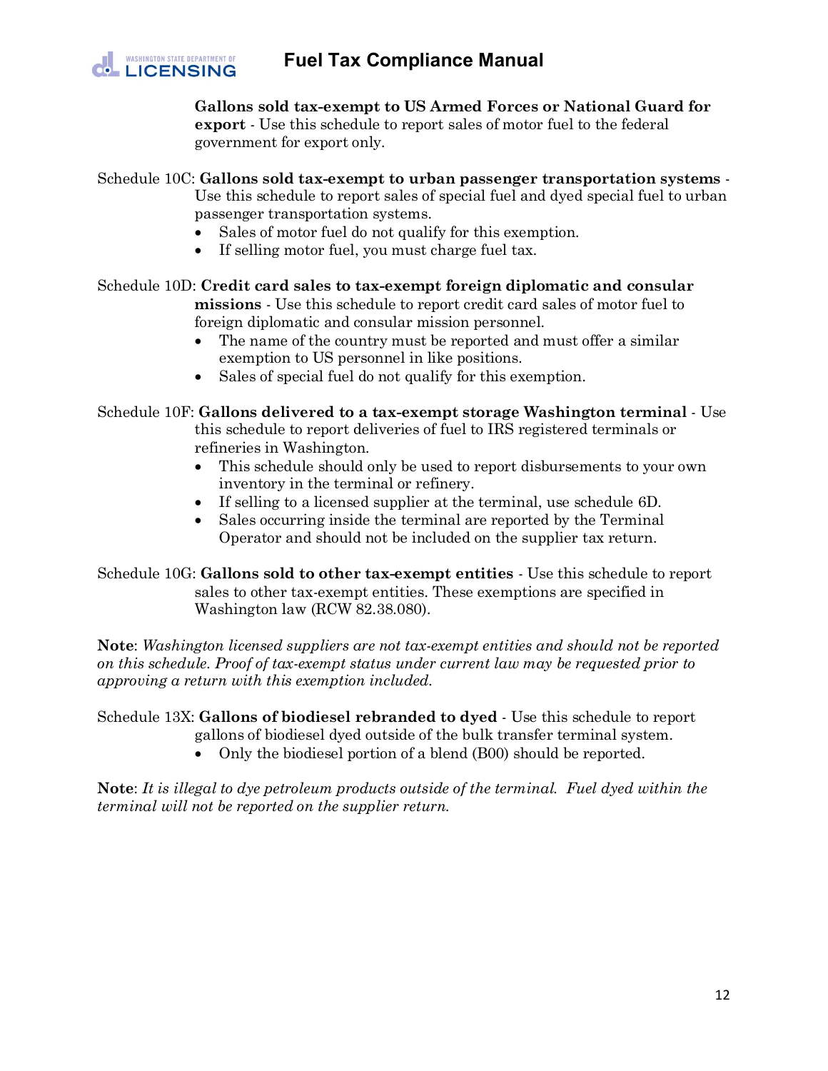**Gallons sold tax-exempt to US Armed Forces or National Guard for export** - Use this schedule to report sales of motor fuel to the federal government for export only.

Schedule 10C: **Gallons sold tax-exempt to urban passenger transportation systems** - Use this schedule to report sales of special fuel and dyed special fuel to urban passenger transportation systems.

- Sales of motor fuel do not qualify for this exemption.
- If selling motor fuel, you must charge fuel tax.

Schedule 10D: **Credit card sales to tax-exempt foreign diplomatic and consular missions** - Use this schedule to report credit card sales of motor fuel to foreign diplomatic and consular mission personnel.

- The name of the country must be reported and must offer a similar exemption to US personnel in like positions.
- Sales of special fuel do not qualify for this exemption.

Schedule 10F: **Gallons delivered to a tax-exempt storage Washington terminal** - Use this schedule to report deliveries of fuel to IRS registered terminals or refineries in Washington.

- This schedule should only be used to report disbursements to your own inventory in the terminal or refinery.
- If selling to a licensed supplier at the terminal, use schedule 6D.
- Sales occurring inside the terminal are reported by the Terminal Operator and should not be included on the supplier tax return.

Schedule 10G: **Gallons sold to other tax-exempt entities** - Use this schedule to report sales to other tax-exempt entities. These exemptions are specified in Washington law (RCW 82.38.080).

**Note**: *Washington licensed suppliers are not tax-exempt entities and should not be reported on this schedule. Proof of tax-exempt status under current law may be requested prior to approving a return with this exemption included.*

Schedule 13X: **Gallons of biodiesel rebranded to dyed** - Use this schedule to report gallons of biodiesel dyed outside of the bulk transfer terminal system.

- Only the biodiesel portion of a blend (B00) should be reported.

**Note**: *It is illegal to dye petroleum products outside of the terminal. Fuel dyed within the terminal will not be reported on the supplier return.*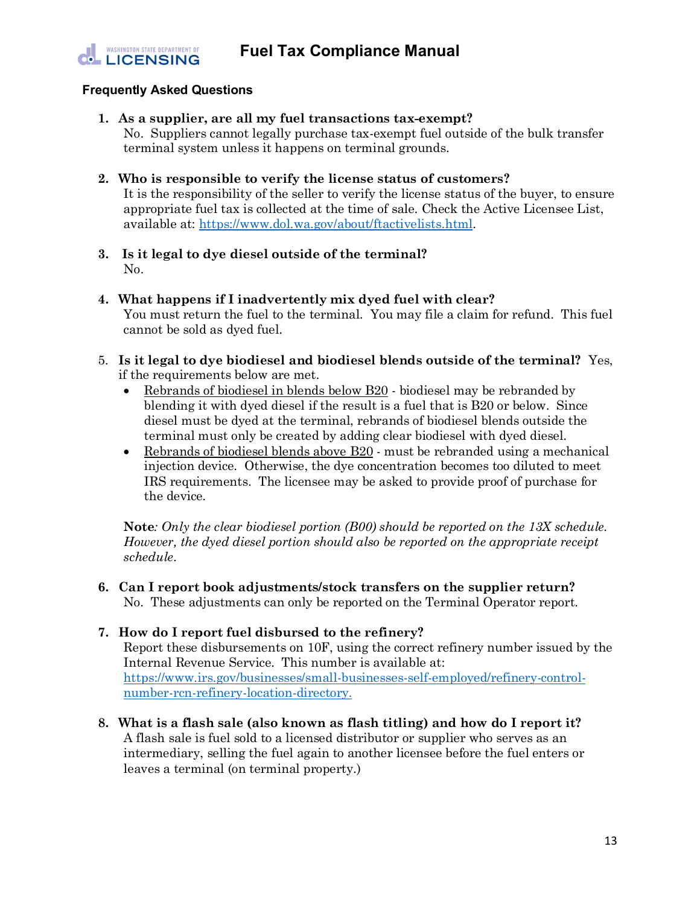## Frequently Asked Questions

1. **As a supplier, are all my fuel transactions tax-exempt?**
   No. Suppliers cannot legally purchase tax-exempt fuel outside of the bulk transfer terminal system unless it happens on terminal grounds.

2. **Who is responsible to verify the license status of customers?**
   It is the responsibility of the seller to verify the license status of the buyer, to ensure appropriate fuel tax is collected at the time of sale. Check the Active Licensee List, available at: [https://www.dol.wa.gov/about/ftactivelists.html](https://www.dol.wa.gov/about/ftactivelists.html).

3. **Is it legal to dye diesel outside of the terminal?**
   No.

4. **What happens if I inadvertently mix dyed fuel with clear?**
   You must return the fuel to the terminal. You may file a claim for refund. This fuel cannot be sold as dyed fuel.

5. **Is it legal to dye biodiesel and biodiesel blends outside of the terminal?** Yes, if the requirements below are met.
   - Rebrands of biodiesel in blends below B20 - biodiesel may be rebranded by blending it with dyed diesel if the result is a fuel that is B20 or below. Since diesel must be dyed at the terminal, rebrands of biodiesel blends outside the terminal must only be created by adding clear biodiesel with dyed diesel.
   - Rebrands of biodiesel blends above B20 - must be rebranded using a mechanical injection device. Otherwise, the dye concentration becomes too diluted to meet IRS requirements. The licensee may be asked to provide proof of purchase for the device.

   **Note**: *Only the clear biodiesel portion (B00) should be reported on the 13X schedule. However, the dyed diesel portion should also be reported on the appropriate receipt schedule.*

6. **Can I report book adjustments/stock transfers on the supplier return?**
   No. These adjustments can only be reported on the Terminal Operator report.

7. **How do I report fuel disbursed to the refinery?**
   Report these disbursements on 10F, using the correct refinery number issued by the Internal Revenue Service. This number is available at: [https://www.irs.gov/businesses/small-businesses-self-employed/refinery-control-number-rcn-refinery-location-directory.](https://www.irs.gov/businesses/small-businesses-self-employed/refinery-control-number-rcn-refinery-location-directory)

8. **What is a flash sale (also known as flash titling) and how do I report it?**
   A flash sale is fuel sold to a licensed distributor or supplier who serves as an intermediary, selling the fuel again to another licensee before the fuel enters or leaves a terminal (on terminal property.)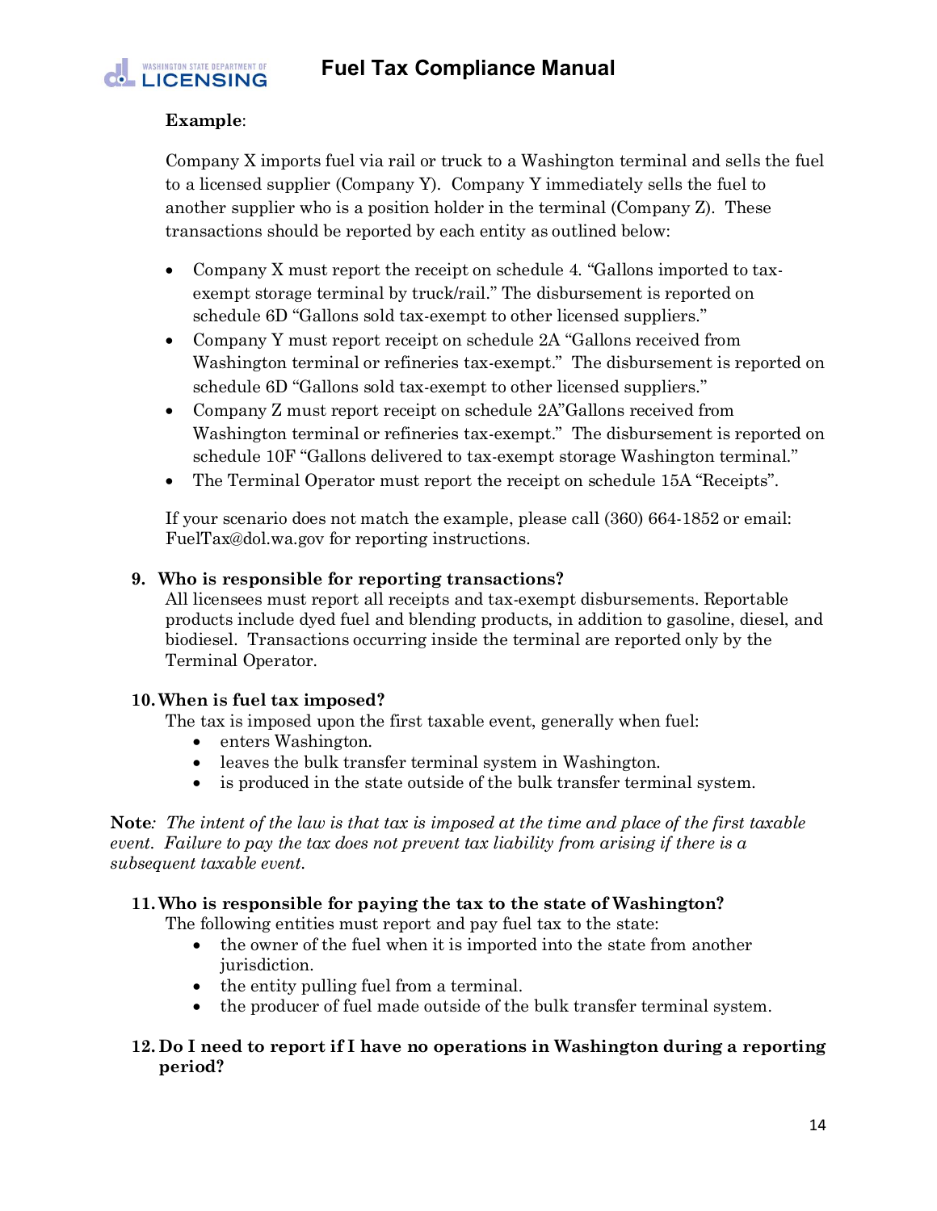**Example**:

Company X imports fuel via rail or truck to a Washington terminal and sells the fuel to a licensed supplier (Company Y). Company Y immediately sells the fuel to another supplier who is a position holder in the terminal (Company Z). These transactions should be reported by each entity as outlined below:

- Company X must report the receipt on schedule 4. "Gallons imported to tax-exempt storage terminal by truck/rail." The disbursement is reported on schedule 6D "Gallons sold tax-exempt to other licensed suppliers."
- Company Y must report receipt on schedule 2A "Gallons received from Washington terminal or refineries tax-exempt." The disbursement is reported on schedule 6D "Gallons sold tax-exempt to other licensed suppliers."
- Company Z must report receipt on schedule 2A"Gallons received from Washington terminal or refineries tax-exempt." The disbursement is reported on schedule 10F "Gallons delivered to tax-exempt storage Washington terminal."
- The Terminal Operator must report the receipt on schedule 15A "Receipts".

If your scenario does not match the example, please call (360) 664-1852 or email: FuelTax@dol.wa.gov for reporting instructions.

**9. Who is responsible for reporting transactions?**

All licensees must report all receipts and tax-exempt disbursements. Reportable products include dyed fuel and blending products, in addition to gasoline, diesel, and biodiesel. Transactions occurring inside the terminal are reported only by the Terminal Operator.

**10. When is fuel tax imposed?**

The tax is imposed upon the first taxable event, generally when fuel:

- enters Washington.
- leaves the bulk transfer terminal system in Washington.
- is produced in the state outside of the bulk transfer terminal system.

**Note***: The intent of the law is that tax is imposed at the time and place of the first taxable event. Failure to pay the tax does not prevent tax liability from arising if there is a subsequent taxable event.*

**11. Who is responsible for paying the tax to the state of Washington?**

The following entities must report and pay fuel tax to the state:

- the owner of the fuel when it is imported into the state from another jurisdiction.
- the entity pulling fuel from a terminal.
- the producer of fuel made outside of the bulk transfer terminal system.

**12. Do I need to report if I have no operations in Washington during a reporting period?**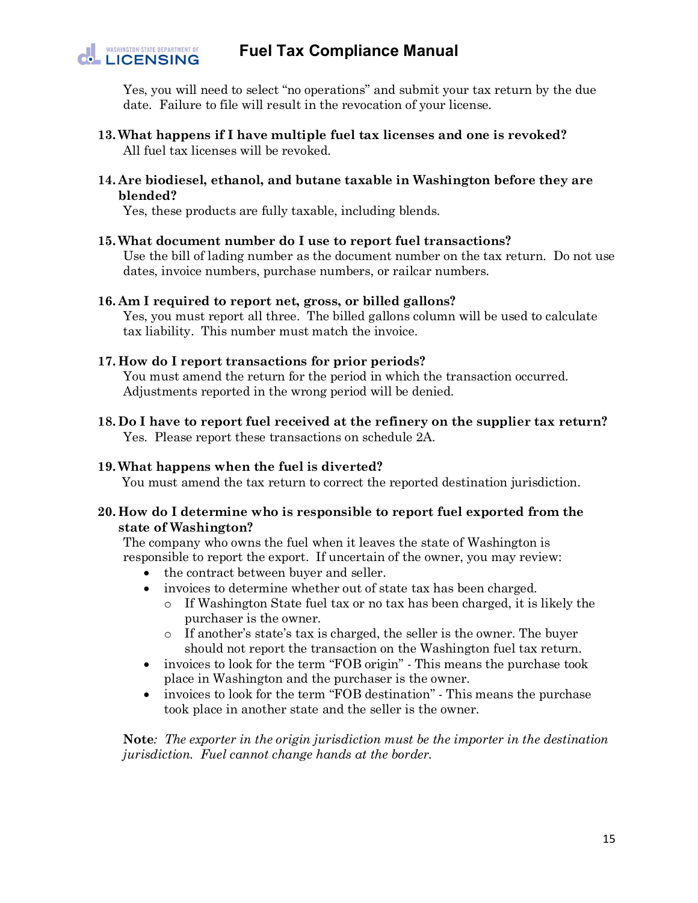Yes, you will need to select "no operations" and submit your tax return by the due date. Failure to file will result in the revocation of your license.

**13. What happens if I have multiple fuel tax licenses and one is revoked?**
All fuel tax licenses will be revoked.

**14. Are biodiesel, ethanol, and butane taxable in Washington before they are blended?**
Yes, these products are fully taxable, including blends.

**15. What document number do I use to report fuel transactions?**
Use the bill of lading number as the document number on the tax return. Do not use dates, invoice numbers, purchase numbers, or railcar numbers.

**16. Am I required to report net, gross, or billed gallons?**
Yes, you must report all three. The billed gallons column will be used to calculate tax liability. This number must match the invoice.

**17. How do I report transactions for prior periods?**
You must amend the return for the period in which the transaction occurred. Adjustments reported in the wrong period will be denied.

**18. Do I have to report fuel received at the refinery on the supplier tax return?**
Yes. Please report these transactions on schedule 2A.

**19. What happens when the fuel is diverted?**
You must amend the tax return to correct the reported destination jurisdiction.

**20. How do I determine who is responsible to report fuel exported from the state of Washington?**
The company who owns the fuel when it leaves the state of Washington is responsible to report the export. If uncertain of the owner, you may review:

- the contract between buyer and seller.
- invoices to determine whether out of state tax has been charged.
  - If Washington State fuel tax or no tax has been charged, it is likely the purchaser is the owner.
  - If another's state's tax is charged, the seller is the owner. The buyer should not report the transaction on the Washington fuel tax return.
- invoices to look for the term "FOB origin" - This means the purchase took place in Washington and the purchaser is the owner.
- invoices to look for the term "FOB destination" - This means the purchase took place in another state and the seller is the owner.

**Note**: *The exporter in the origin jurisdiction must be the importer in the destination jurisdiction. Fuel cannot change hands at the border.*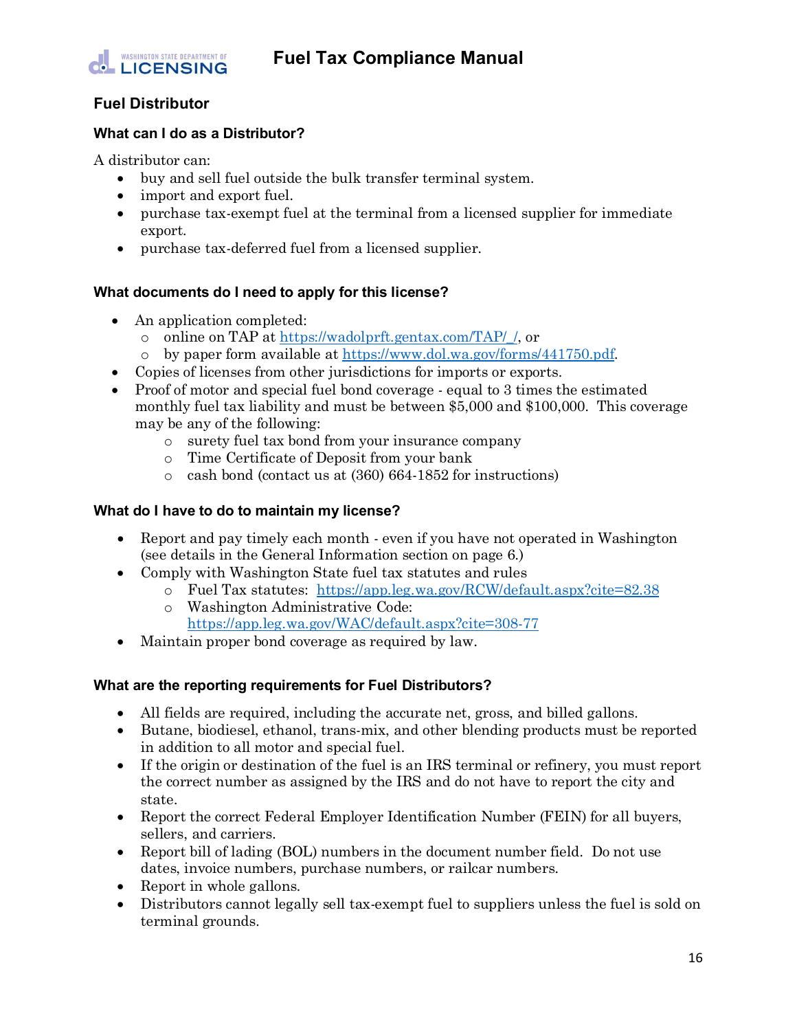## Fuel Distributor

### What can I do as a Distributor?

A distributor can:

- buy and sell fuel outside the bulk transfer terminal system.
- import and export fuel.
- purchase tax-exempt fuel at the terminal from a licensed supplier for immediate export.
- purchase tax-deferred fuel from a licensed supplier.

### What documents do I need to apply for this license?

- An application completed:
  - online on TAP at https://wadolprft.gentax.com/TAP/_/, or
  - by paper form available at https://www.dol.wa.gov/forms/441750.pdf.
- Copies of licenses from other jurisdictions for imports or exports.
- Proof of motor and special fuel bond coverage - equal to 3 times the estimated monthly fuel tax liability and must be between $5,000 and $100,000. This coverage may be any of the following:
  - surety fuel tax bond from your insurance company
  - Time Certificate of Deposit from your bank
  - cash bond (contact us at (360) 664-1852 for instructions)

### What do I have to do to maintain my license?

- Report and pay timely each month - even if you have not operated in Washington (see details in the General Information section on page 6.)
- Comply with Washington State fuel tax statutes and rules
  - Fuel Tax statutes: https://app.leg.wa.gov/RCW/default.aspx?cite=82.38
  - Washington Administrative Code: https://app.leg.wa.gov/WAC/default.aspx?cite=308-77
- Maintain proper bond coverage as required by law.

### What are the reporting requirements for Fuel Distributors?

- All fields are required, including the accurate net, gross, and billed gallons.
- Butane, biodiesel, ethanol, trans-mix, and other blending products must be reported in addition to all motor and special fuel.
- If the origin or destination of the fuel is an IRS terminal or refinery, you must report the correct number as assigned by the IRS and do not have to report the city and state.
- Report the correct Federal Employer Identification Number (FEIN) for all buyers, sellers, and carriers.
- Report bill of lading (BOL) numbers in the document number field. Do not use dates, invoice numbers, purchase numbers, or railcar numbers.
- Report in whole gallons.
- Distributors cannot legally sell tax-exempt fuel to suppliers unless the fuel is sold on terminal grounds.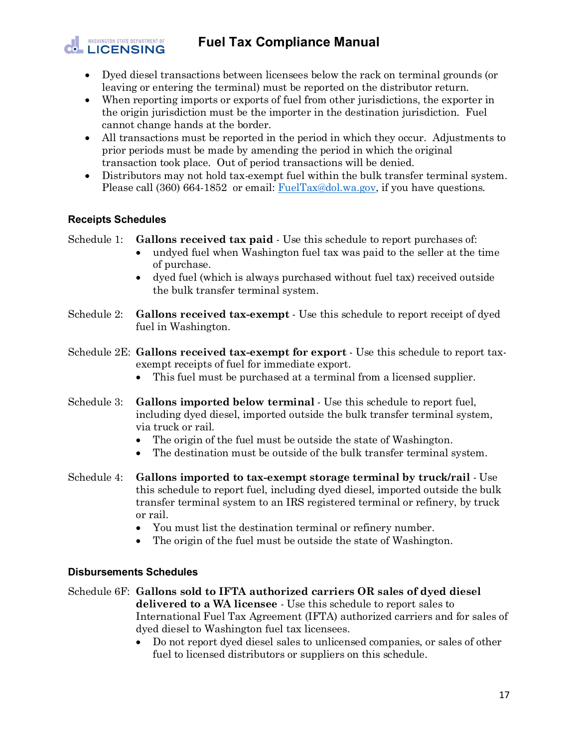- Dyed diesel transactions between licensees below the rack on terminal grounds (or leaving or entering the terminal) must be reported on the distributor return.
- When reporting imports or exports of fuel from other jurisdictions, the exporter in the origin jurisdiction must be the importer in the destination jurisdiction. Fuel cannot change hands at the border.
- All transactions must be reported in the period in which they occur. Adjustments to prior periods must be made by amending the period in which the original transaction took place. Out of period transactions will be denied.
- Distributors may not hold tax-exempt fuel within the bulk transfer terminal system. Please call (360) 664-1852 or email: FuelTax@dol.wa.gov, if you have questions.

### Receipts Schedules

Schedule 1: **Gallons received tax paid** - Use this schedule to report purchases of:

- undyed fuel when Washington fuel tax was paid to the seller at the time of purchase.
- dyed fuel (which is always purchased without fuel tax) received outside the bulk transfer terminal system.

Schedule 2: **Gallons received tax-exempt** - Use this schedule to report receipt of dyed fuel in Washington.

Schedule 2E: **Gallons received tax-exempt for export** - Use this schedule to report tax-exempt receipts of fuel for immediate export.

- This fuel must be purchased at a terminal from a licensed supplier.

Schedule 3: **Gallons imported below terminal** - Use this schedule to report fuel, including dyed diesel, imported outside the bulk transfer terminal system, via truck or rail.

- The origin of the fuel must be outside the state of Washington.
- The destination must be outside of the bulk transfer terminal system.

Schedule 4: **Gallons imported to tax-exempt storage terminal by truck/rail** - Use this schedule to report fuel, including dyed diesel, imported outside the bulk transfer terminal system to an IRS registered terminal or refinery, by truck or rail.

- You must list the destination terminal or refinery number.
- The origin of the fuel must be outside the state of Washington.

### Disbursements Schedules

Schedule 6F: **Gallons sold to IFTA authorized carriers OR sales of dyed diesel delivered to a WA licensee** - Use this schedule to report sales to International Fuel Tax Agreement (IFTA) authorized carriers and for sales of dyed diesel to Washington fuel tax licensees.

- Do not report dyed diesel sales to unlicensed companies, or sales of other fuel to licensed distributors or suppliers on this schedule.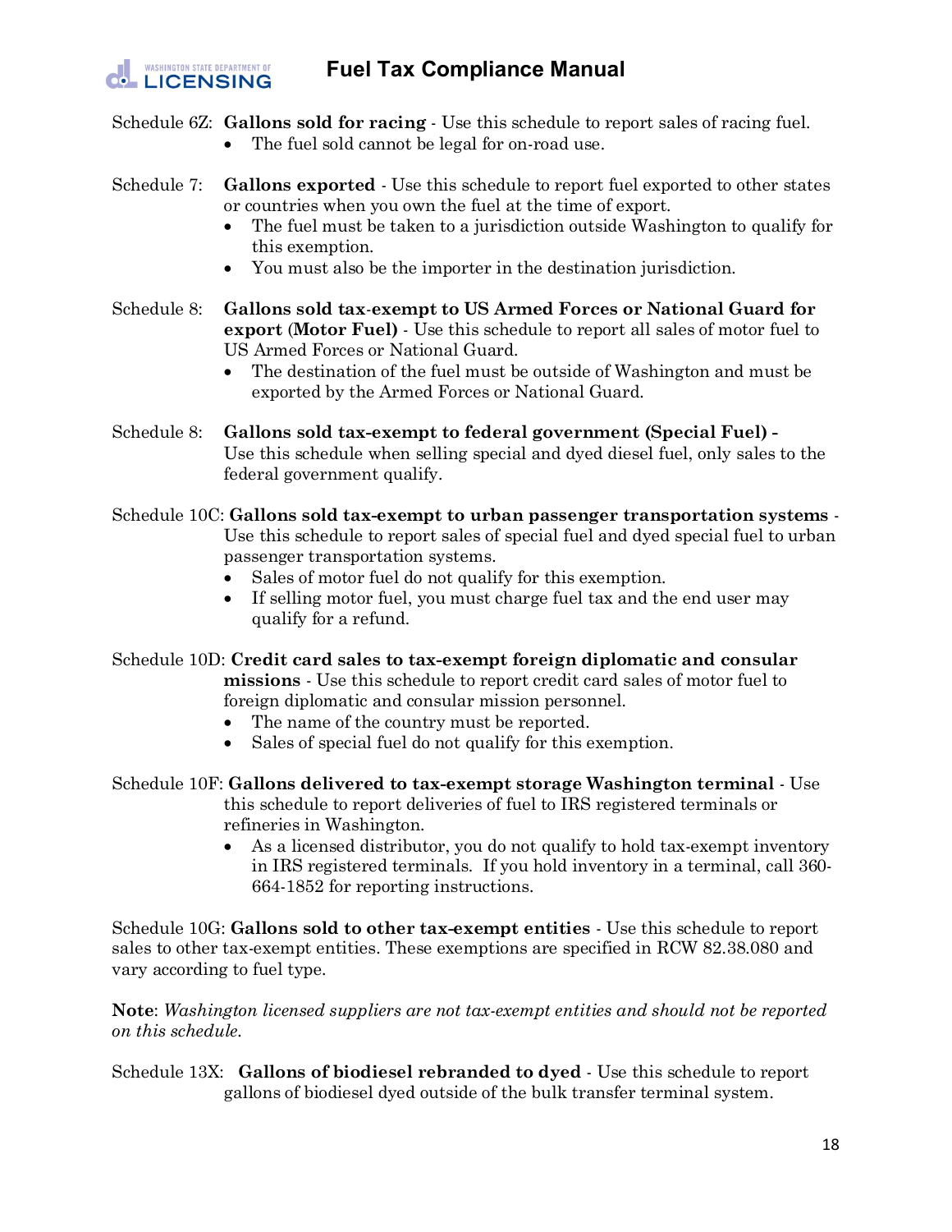Schedule 6Z: **Gallons sold for racing** - Use this schedule to report sales of racing fuel.

- The fuel sold cannot be legal for on-road use.

Schedule 7: **Gallons exported** - Use this schedule to report fuel exported to other states or countries when you own the fuel at the time of export.

- The fuel must be taken to a jurisdiction outside Washington to qualify for this exemption.
- You must also be the importer in the destination jurisdiction.

Schedule 8: **Gallons sold tax-exempt to US Armed Forces or National Guard for export (Motor Fuel)** - Use this schedule to report all sales of motor fuel to US Armed Forces or National Guard.

- The destination of the fuel must be outside of Washington and must be exported by the Armed Forces or National Guard.

Schedule 8: **Gallons sold tax-exempt to federal government (Special Fuel) -** Use this schedule when selling special and dyed diesel fuel, only sales to the federal government qualify.

Schedule 10C: **Gallons sold tax-exempt to urban passenger transportation systems** - Use this schedule to report sales of special fuel and dyed special fuel to urban passenger transportation systems.

- Sales of motor fuel do not qualify for this exemption.
- If selling motor fuel, you must charge fuel tax and the end user may qualify for a refund.

Schedule 10D: **Credit card sales to tax-exempt foreign diplomatic and consular missions** - Use this schedule to report credit card sales of motor fuel to foreign diplomatic and consular mission personnel.

- The name of the country must be reported.
- Sales of special fuel do not qualify for this exemption.

Schedule 10F: **Gallons delivered to tax-exempt storage Washington terminal** - Use this schedule to report deliveries of fuel to IRS registered terminals or refineries in Washington.

- As a licensed distributor, you do not qualify to hold tax-exempt inventory in IRS registered terminals. If you hold inventory in a terminal, call 360-664-1852 for reporting instructions.

Schedule 10G: **Gallons sold to other tax-exempt entities** - Use this schedule to report sales to other tax-exempt entities. These exemptions are specified in RCW 82.38.080 and vary according to fuel type.

**Note**: *Washington licensed suppliers are not tax-exempt entities and should not be reported on this schedule.*

Schedule 13X: **Gallons of biodiesel rebranded to dyed** - Use this schedule to report gallons of biodiesel dyed outside of the bulk transfer terminal system.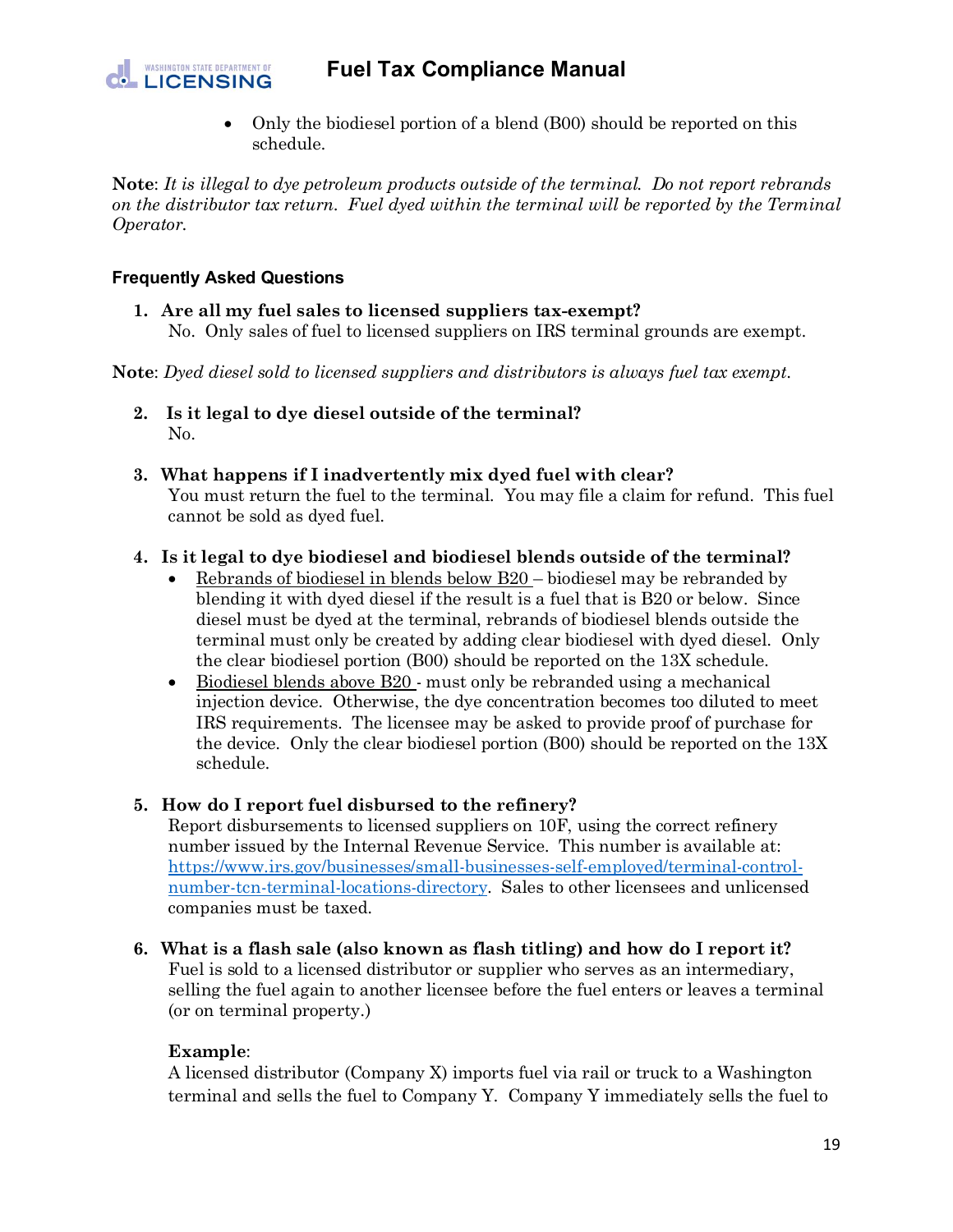- Only the biodiesel portion of a blend (B00) should be reported on this schedule.

**Note**: *It is illegal to dye petroleum products outside of the terminal. Do not report rebrands on the distributor tax return. Fuel dyed within the terminal will be reported by the Terminal Operator.*

#### Frequently Asked Questions

1. **Are all my fuel sales to licensed suppliers tax-exempt?**
   No. Only sales of fuel to licensed suppliers on IRS terminal grounds are exempt.

**Note**: *Dyed diesel sold to licensed suppliers and distributors is always fuel tax exempt.*

2. **Is it legal to dye diesel outside of the terminal?**
   No.

3. **What happens if I inadvertently mix dyed fuel with clear?**
   You must return the fuel to the terminal. You may file a claim for refund. This fuel cannot be sold as dyed fuel.

4. **Is it legal to dye biodiesel and biodiesel blends outside of the terminal?**
   - Rebrands of biodiesel in blends below B20 – biodiesel may be rebranded by blending it with dyed diesel if the result is a fuel that is B20 or below. Since diesel must be dyed at the terminal, rebrands of biodiesel blends outside the terminal must only be created by adding clear biodiesel with dyed diesel. Only the clear biodiesel portion (B00) should be reported on the 13X schedule.
   - Biodiesel blends above B20 - must only be rebranded using a mechanical injection device. Otherwise, the dye concentration becomes too diluted to meet IRS requirements. The licensee may be asked to provide proof of purchase for the device. Only the clear biodiesel portion (B00) should be reported on the 13X schedule.

5. **How do I report fuel disbursed to the refinery?**
   Report disbursements to licensed suppliers on 10F, using the correct refinery number issued by the Internal Revenue Service. This number is available at: [https://www.irs.gov/businesses/small-businesses-self-employed/terminal-control-number-tcn-terminal-locations-directory](https://www.irs.gov/businesses/small-businesses-self-employed/terminal-control-number-tcn-terminal-locations-directory). Sales to other licensees and unlicensed companies must be taxed.

6. **What is a flash sale (also known as flash titling) and how do I report it?**
   Fuel is sold to a licensed distributor or supplier who serves as an intermediary, selling the fuel again to another licensee before the fuel enters or leaves a terminal (or on terminal property.)

   **Example**:
   A licensed distributor (Company X) imports fuel via rail or truck to a Washington terminal and sells the fuel to Company Y. Company Y immediately sells the fuel to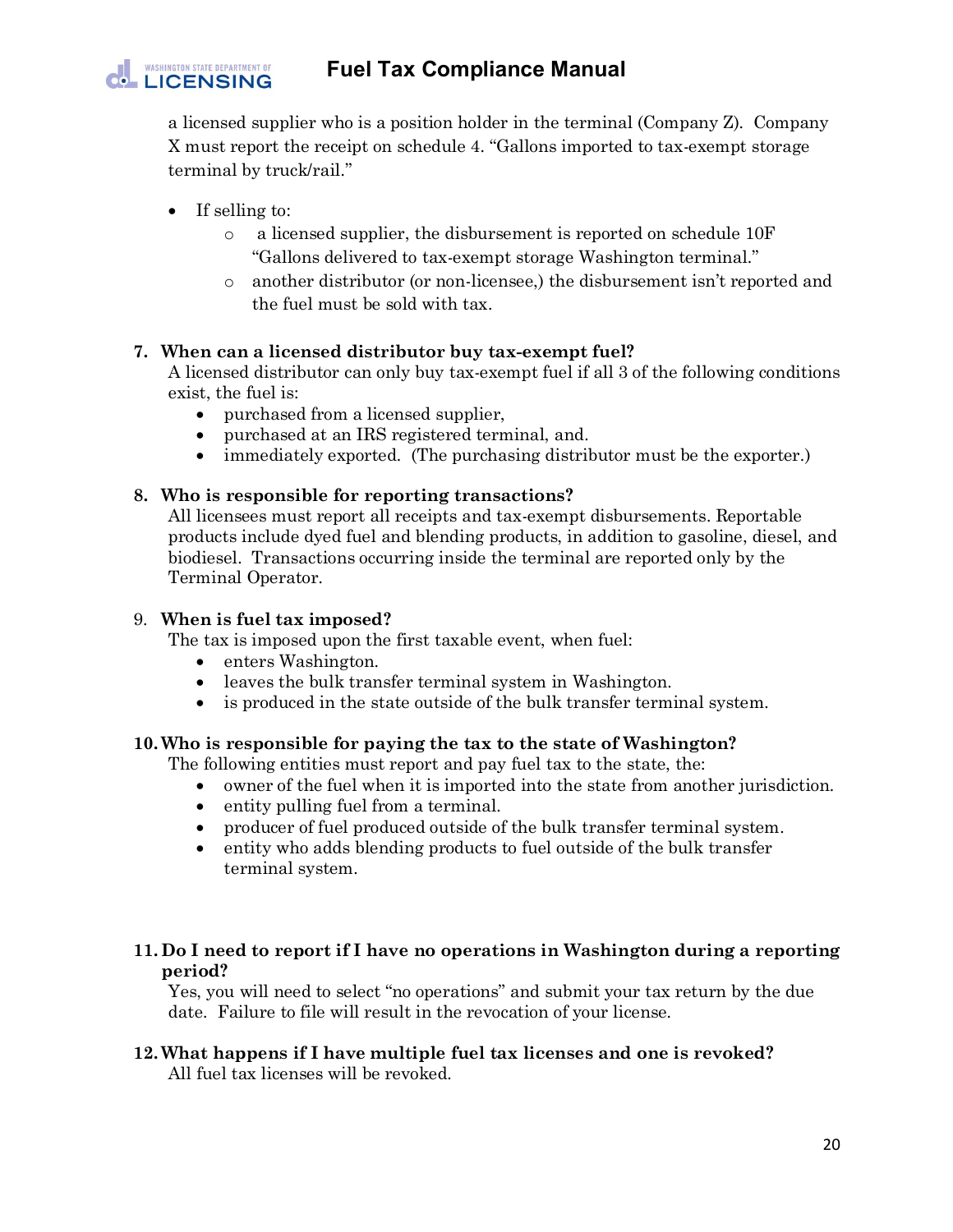a licensed supplier who is a position holder in the terminal (Company Z). Company X must report the receipt on schedule 4. "Gallons imported to tax-exempt storage terminal by truck/rail."

- If selling to:
  - a licensed supplier, the disbursement is reported on schedule 10F "Gallons delivered to tax-exempt storage Washington terminal."
  - another distributor (or non-licensee,) the disbursement isn't reported and the fuel must be sold with tax.

**7. When can a licensed distributor buy tax-exempt fuel?**

A licensed distributor can only buy tax-exempt fuel if all 3 of the following conditions exist, the fuel is:

- purchased from a licensed supplier,
- purchased at an IRS registered terminal, and.
- immediately exported. (The purchasing distributor must be the exporter.)

**8. Who is responsible for reporting transactions?**

All licensees must report all receipts and tax-exempt disbursements. Reportable products include dyed fuel and blending products, in addition to gasoline, diesel, and biodiesel. Transactions occurring inside the terminal are reported only by the Terminal Operator.

9. **When is fuel tax imposed?**

The tax is imposed upon the first taxable event, when fuel:

- enters Washington.
- leaves the bulk transfer terminal system in Washington.
- is produced in the state outside of the bulk transfer terminal system.

**10. Who is responsible for paying the tax to the state of Washington?**

The following entities must report and pay fuel tax to the state, the:

- owner of the fuel when it is imported into the state from another jurisdiction.
- entity pulling fuel from a terminal.
- producer of fuel produced outside of the bulk transfer terminal system.
- entity who adds blending products to fuel outside of the bulk transfer terminal system.

**11. Do I need to report if I have no operations in Washington during a reporting period?**

Yes, you will need to select "no operations" and submit your tax return by the due date. Failure to file will result in the revocation of your license.

**12. What happens if I have multiple fuel tax licenses and one is revoked?**

All fuel tax licenses will be revoked.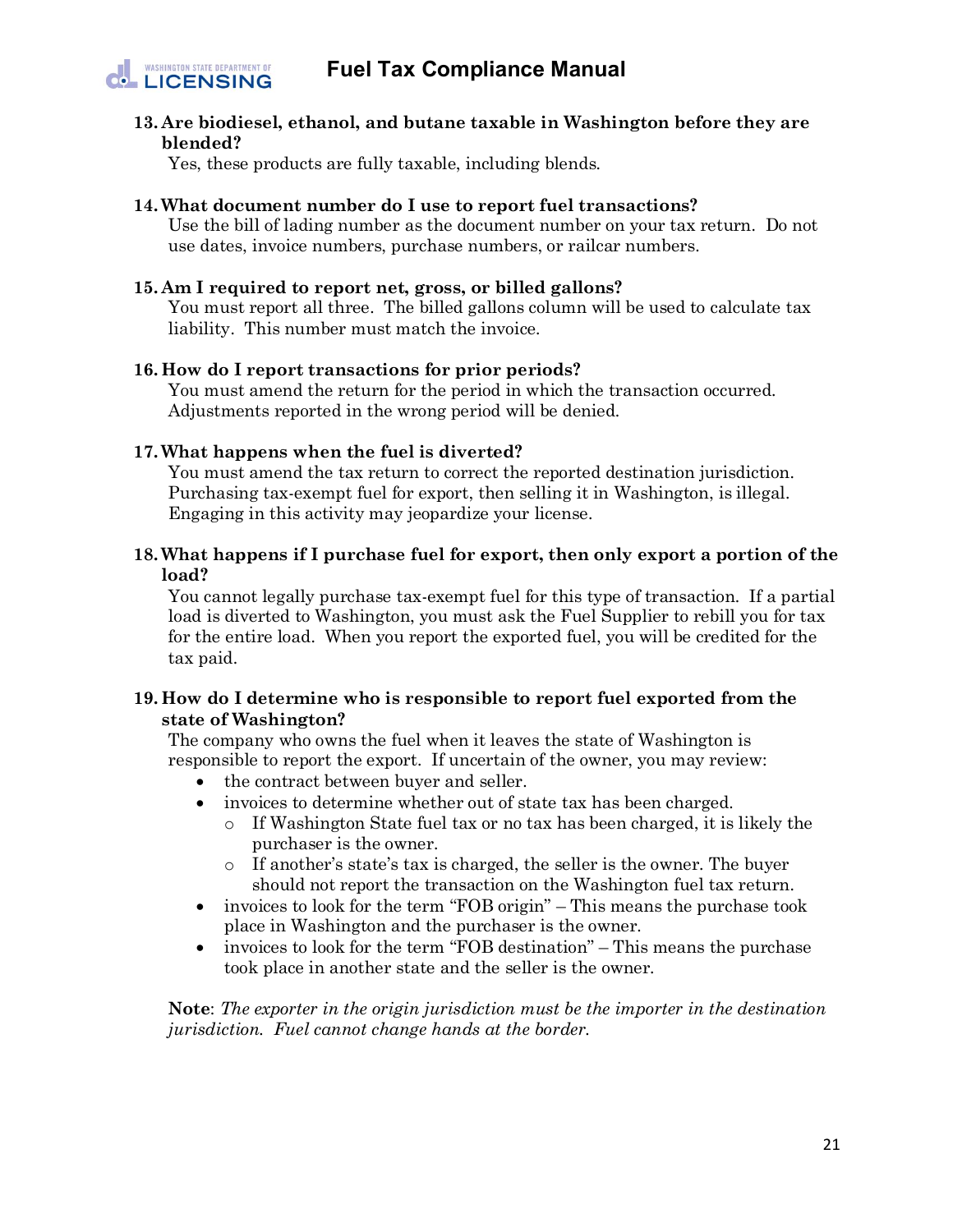13. **Are biodiesel, ethanol, and butane taxable in Washington before they are blended?**

    Yes, these products are fully taxable, including blends.

14. **What document number do I use to report fuel transactions?**

    Use the bill of lading number as the document number on your tax return. Do not use dates, invoice numbers, purchase numbers, or railcar numbers.

15. **Am I required to report net, gross, or billed gallons?**

    You must report all three. The billed gallons column will be used to calculate tax liability. This number must match the invoice.

16. **How do I report transactions for prior periods?**

    You must amend the return for the period in which the transaction occurred. Adjustments reported in the wrong period will be denied.

17. **What happens when the fuel is diverted?**

    You must amend the tax return to correct the reported destination jurisdiction. Purchasing tax-exempt fuel for export, then selling it in Washington, is illegal. Engaging in this activity may jeopardize your license.

18. **What happens if I purchase fuel for export, then only export a portion of the load?**

    You cannot legally purchase tax-exempt fuel for this type of transaction. If a partial load is diverted to Washington, you must ask the Fuel Supplier to rebill you for tax for the entire load. When you report the exported fuel, you will be credited for the tax paid.

19. **How do I determine who is responsible to report fuel exported from the state of Washington?**

    The company who owns the fuel when it leaves the state of Washington is responsible to report the export. If uncertain of the owner, you may review:

    - the contract between buyer and seller.
    - invoices to determine whether out of state tax has been charged.
        - If Washington State fuel tax or no tax has been charged, it is likely the purchaser is the owner.
        - If another's state's tax is charged, the seller is the owner. The buyer should not report the transaction on the Washington fuel tax return.
    - invoices to look for the term "FOB origin" – This means the purchase took place in Washington and the purchaser is the owner.
    - invoices to look for the term "FOB destination" – This means the purchase took place in another state and the seller is the owner.

    **Note**: *The exporter in the origin jurisdiction must be the importer in the destination jurisdiction. Fuel cannot change hands at the border.*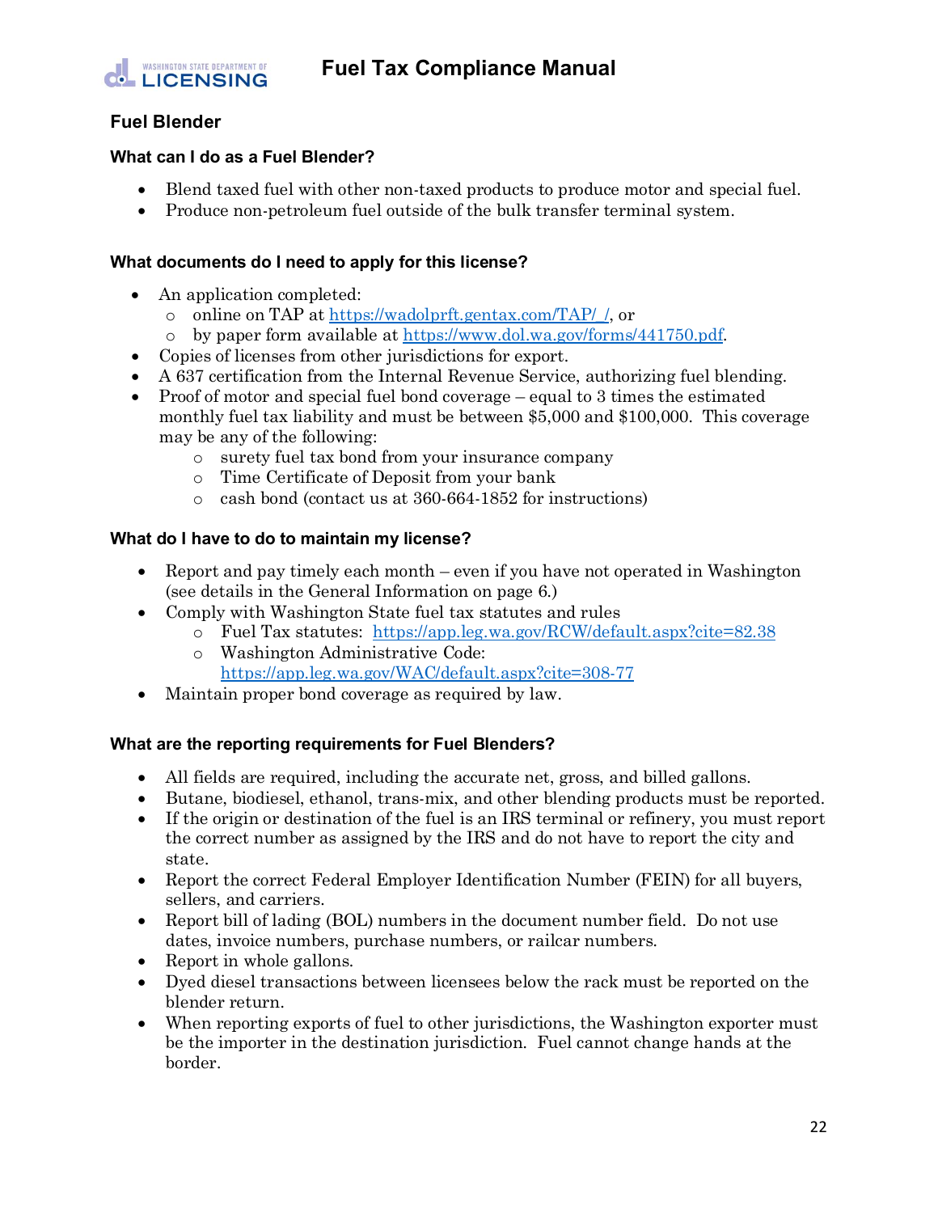## Fuel Blender

### What can I do as a Fuel Blender?

- Blend taxed fuel with other non-taxed products to produce motor and special fuel.
- Produce non-petroleum fuel outside of the bulk transfer terminal system.

### What documents do I need to apply for this license?

- An application completed:
  - online on TAP at https://wadolprft.gentax.com/TAP/_/, or
  - by paper form available at https://www.dol.wa.gov/forms/441750.pdf.
- Copies of licenses from other jurisdictions for export.
- A 637 certification from the Internal Revenue Service, authorizing fuel blending.
- Proof of motor and special fuel bond coverage – equal to 3 times the estimated monthly fuel tax liability and must be between $5,000 and $100,000. This coverage may be any of the following:
  - surety fuel tax bond from your insurance company
  - Time Certificate of Deposit from your bank
  - cash bond (contact us at 360-664-1852 for instructions)

### What do I have to do to maintain my license?

- Report and pay timely each month – even if you have not operated in Washington (see details in the General Information on page 6.)
- Comply with Washington State fuel tax statutes and rules
  - Fuel Tax statutes: https://app.leg.wa.gov/RCW/default.aspx?cite=82.38
  - Washington Administrative Code: https://app.leg.wa.gov/WAC/default.aspx?cite=308-77
- Maintain proper bond coverage as required by law.

### What are the reporting requirements for Fuel Blenders?

- All fields are required, including the accurate net, gross, and billed gallons.
- Butane, biodiesel, ethanol, trans-mix, and other blending products must be reported.
- If the origin or destination of the fuel is an IRS terminal or refinery, you must report the correct number as assigned by the IRS and do not have to report the city and state.
- Report the correct Federal Employer Identification Number (FEIN) for all buyers, sellers, and carriers.
- Report bill of lading (BOL) numbers in the document number field. Do not use dates, invoice numbers, purchase numbers, or railcar numbers.
- Report in whole gallons.
- Dyed diesel transactions between licensees below the rack must be reported on the blender return.
- When reporting exports of fuel to other jurisdictions, the Washington exporter must be the importer in the destination jurisdiction. Fuel cannot change hands at the border.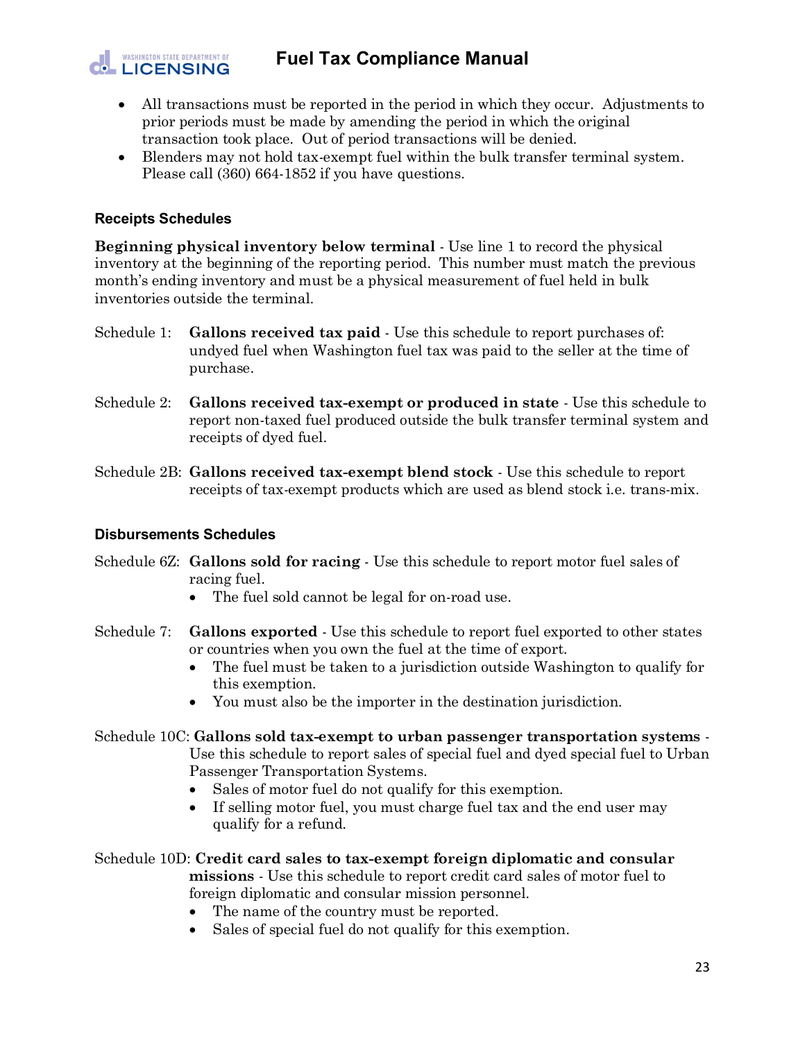- All transactions must be reported in the period in which they occur. Adjustments to prior periods must be made by amending the period in which the original transaction took place. Out of period transactions will be denied.
- Blenders may not hold tax-exempt fuel within the bulk transfer terminal system. Please call (360) 664-1852 if you have questions.

### Receipts Schedules

**Beginning physical inventory below terminal** - Use line 1 to record the physical inventory at the beginning of the reporting period. This number must match the previous month's ending inventory and must be a physical measurement of fuel held in bulk inventories outside the terminal.

Schedule 1: **Gallons received tax paid** - Use this schedule to report purchases of: undyed fuel when Washington fuel tax was paid to the seller at the time of purchase.

Schedule 2: **Gallons received tax-exempt or produced in state** - Use this schedule to report non-taxed fuel produced outside the bulk transfer terminal system and receipts of dyed fuel.

Schedule 2B: **Gallons received tax-exempt blend stock** - Use this schedule to report receipts of tax-exempt products which are used as blend stock i.e. trans-mix.

### Disbursements Schedules

Schedule 6Z: **Gallons sold for racing** - Use this schedule to report motor fuel sales of racing fuel.

- The fuel sold cannot be legal for on-road use.

Schedule 7: **Gallons exported** - Use this schedule to report fuel exported to other states or countries when you own the fuel at the time of export.

- The fuel must be taken to a jurisdiction outside Washington to qualify for this exemption.
- You must also be the importer in the destination jurisdiction.

Schedule 10C: **Gallons sold tax-exempt to urban passenger transportation systems** - Use this schedule to report sales of special fuel and dyed special fuel to Urban Passenger Transportation Systems.

- Sales of motor fuel do not qualify for this exemption.
- If selling motor fuel, you must charge fuel tax and the end user may qualify for a refund.

Schedule 10D: **Credit card sales to tax-exempt foreign diplomatic and consular missions** - Use this schedule to report credit card sales of motor fuel to foreign diplomatic and consular mission personnel.

- The name of the country must be reported.
- Sales of special fuel do not qualify for this exemption.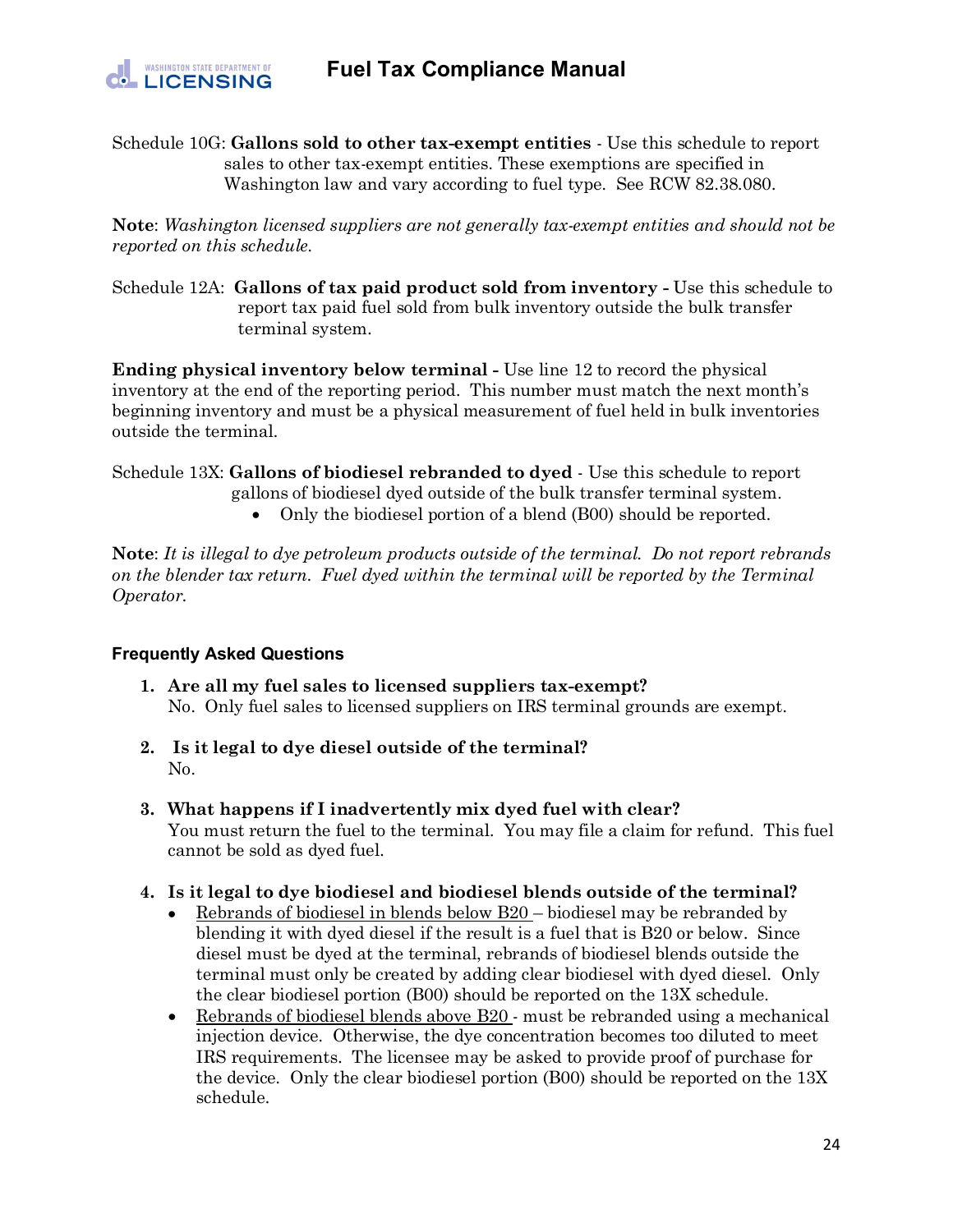Schedule 10G: **Gallons sold to other tax-exempt entities** - Use this schedule to report sales to other tax-exempt entities. These exemptions are specified in Washington law and vary according to fuel type. See RCW 82.38.080.

**Note**: *Washington licensed suppliers are not generally tax-exempt entities and should not be reported on this schedule.*

Schedule 12A: **Gallons of tax paid product sold from inventory -** Use this schedule to report tax paid fuel sold from bulk inventory outside the bulk transfer terminal system.

**Ending physical inventory below terminal -** Use line 12 to record the physical inventory at the end of the reporting period. This number must match the next month's beginning inventory and must be a physical measurement of fuel held in bulk inventories outside the terminal.

Schedule 13X: **Gallons of biodiesel rebranded to dyed** - Use this schedule to report gallons of biodiesel dyed outside of the bulk transfer terminal system.

- Only the biodiesel portion of a blend (B00) should be reported.

**Note**: *It is illegal to dye petroleum products outside of the terminal. Do not report rebrands on the blender tax return. Fuel dyed within the terminal will be reported by the Terminal Operator.*

### Frequently Asked Questions

1. **Are all my fuel sales to licensed suppliers tax-exempt?**
   No. Only fuel sales to licensed suppliers on IRS terminal grounds are exempt.

2. **Is it legal to dye diesel outside of the terminal?**
   No.

3. **What happens if I inadvertently mix dyed fuel with clear?**
   You must return the fuel to the terminal. You may file a claim for refund. This fuel cannot be sold as dyed fuel.

4. **Is it legal to dye biodiesel and biodiesel blends outside of the terminal?**
   - Rebrands of biodiesel in blends below B20 – biodiesel may be rebranded by blending it with dyed diesel if the result is a fuel that is B20 or below. Since diesel must be dyed at the terminal, rebrands of biodiesel blends outside the terminal must only be created by adding clear biodiesel with dyed diesel. Only the clear biodiesel portion (B00) should be reported on the 13X schedule.
   - Rebrands of biodiesel blends above B20 - must be rebranded using a mechanical injection device. Otherwise, the dye concentration becomes too diluted to meet IRS requirements. The licensee may be asked to provide proof of purchase for the device. Only the clear biodiesel portion (B00) should be reported on the 13X schedule.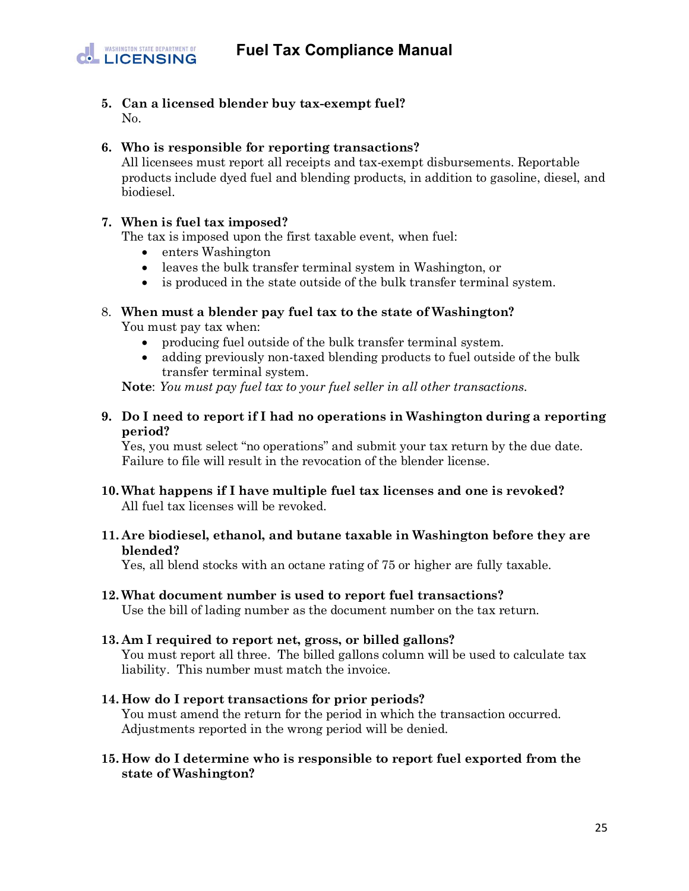5. **Can a licensed blender buy tax-exempt fuel?**
   No.

6. **Who is responsible for reporting transactions?**
   All licensees must report all receipts and tax-exempt disbursements. Reportable products include dyed fuel and blending products, in addition to gasoline, diesel, and biodiesel.

7. **When is fuel tax imposed?**
   The tax is imposed upon the first taxable event, when fuel:
   - enters Washington
   - leaves the bulk transfer terminal system in Washington, or
   - is produced in the state outside of the bulk transfer terminal system.

8. **When must a blender pay fuel tax to the state of Washington?**
   You must pay tax when:
   - producing fuel outside of the bulk transfer terminal system.
   - adding previously non-taxed blending products to fuel outside of the bulk transfer terminal system.

   **Note**: *You must pay fuel tax to your fuel seller in all other transactions.*

9. **Do I need to report if I had no operations in Washington during a reporting period?**
   Yes, you must select "no operations" and submit your tax return by the due date. Failure to file will result in the revocation of the blender license.

10. **What happens if I have multiple fuel tax licenses and one is revoked?**
    All fuel tax licenses will be revoked.

11. **Are biodiesel, ethanol, and butane taxable in Washington before they are blended?**
    Yes, all blend stocks with an octane rating of 75 or higher are fully taxable.

12. **What document number is used to report fuel transactions?**
    Use the bill of lading number as the document number on the tax return.

13. **Am I required to report net, gross, or billed gallons?**
    You must report all three. The billed gallons column will be used to calculate tax liability. This number must match the invoice.

14. **How do I report transactions for prior periods?**
    You must amend the return for the period in which the transaction occurred. Adjustments reported in the wrong period will be denied.

15. **How do I determine who is responsible to report fuel exported from the state of Washington?**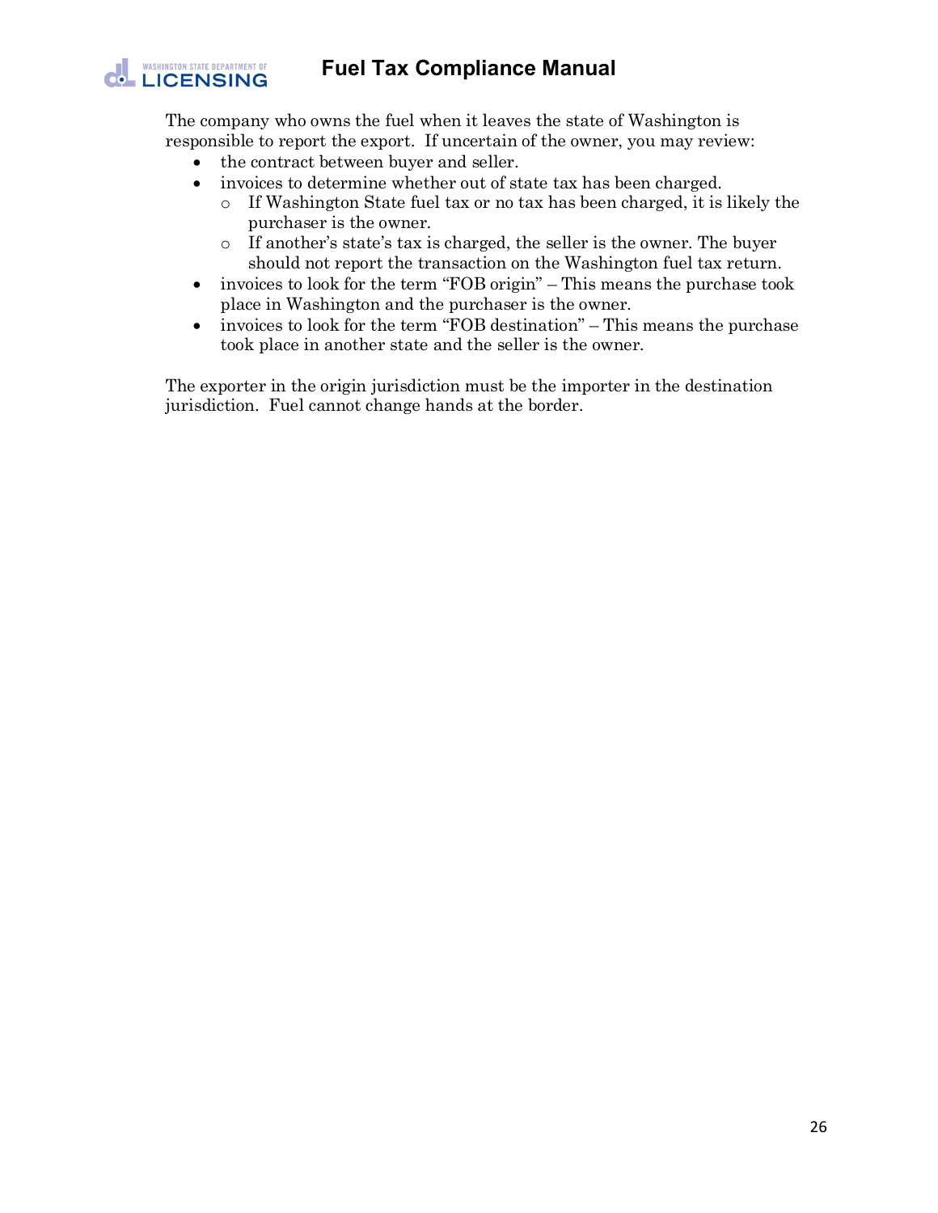The company who owns the fuel when it leaves the state of Washington is responsible to report the export. If uncertain of the owner, you may review:

- the contract between buyer and seller.
- invoices to determine whether out of state tax has been charged.
  - If Washington State fuel tax or no tax has been charged, it is likely the purchaser is the owner.
  - If another's state's tax is charged, the seller is the owner. The buyer should not report the transaction on the Washington fuel tax return.
- invoices to look for the term "FOB origin" – This means the purchase took place in Washington and the purchaser is the owner.
- invoices to look for the term "FOB destination" – This means the purchase took place in another state and the seller is the owner.

The exporter in the origin jurisdiction must be the importer in the destination jurisdiction. Fuel cannot change hands at the border.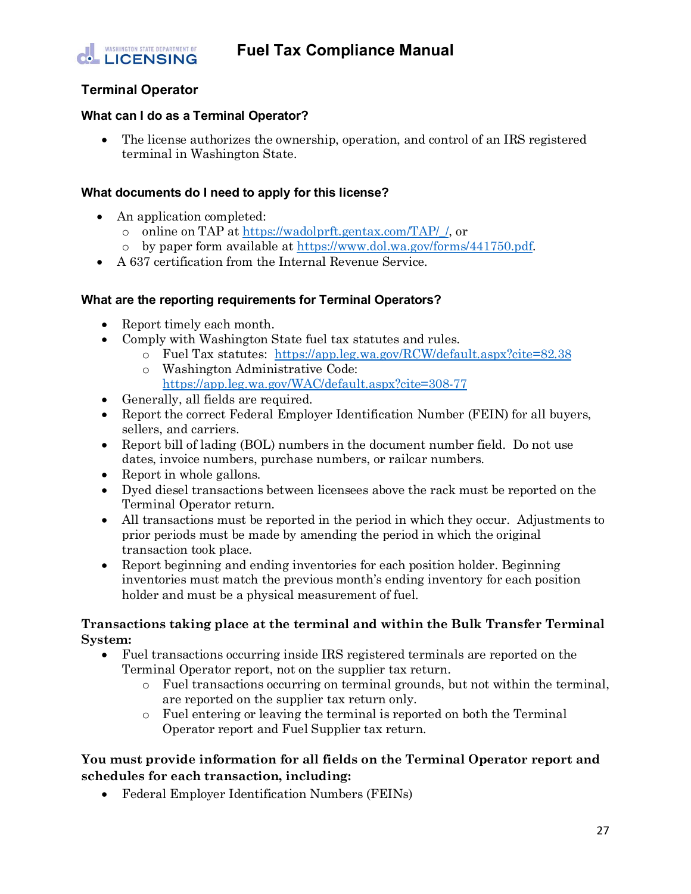## Terminal Operator

### What can I do as a Terminal Operator?

- The license authorizes the ownership, operation, and control of an IRS registered terminal in Washington State.

### What documents do I need to apply for this license?

- An application completed:
  - online on TAP at https://wadolprft.gentax.com/TAP/_/, or
  - by paper form available at https://www.dol.wa.gov/forms/441750.pdf.
- A 637 certification from the Internal Revenue Service.

### What are the reporting requirements for Terminal Operators?

- Report timely each month.
- Comply with Washington State fuel tax statutes and rules.
  - Fuel Tax statutes: https://app.leg.wa.gov/RCW/default.aspx?cite=82.38
  - Washington Administrative Code: https://app.leg.wa.gov/WAC/default.aspx?cite=308-77
- Generally, all fields are required.
- Report the correct Federal Employer Identification Number (FEIN) for all buyers, sellers, and carriers.
- Report bill of lading (BOL) numbers in the document number field. Do not use dates, invoice numbers, purchase numbers, or railcar numbers.
- Report in whole gallons.
- Dyed diesel transactions between licensees above the rack must be reported on the Terminal Operator return.
- All transactions must be reported in the period in which they occur. Adjustments to prior periods must be made by amending the period in which the original transaction took place.
- Report beginning and ending inventories for each position holder. Beginning inventories must match the previous month's ending inventory for each position holder and must be a physical measurement of fuel.

**Transactions taking place at the terminal and within the Bulk Transfer Terminal System:**

- Fuel transactions occurring inside IRS registered terminals are reported on the Terminal Operator report, not on the supplier tax return.
  - Fuel transactions occurring on terminal grounds, but not within the terminal, are reported on the supplier tax return only.
  - Fuel entering or leaving the terminal is reported on both the Terminal Operator report and Fuel Supplier tax return.

**You must provide information for all fields on the Terminal Operator report and schedules for each transaction, including:**

- Federal Employer Identification Numbers (FEINs)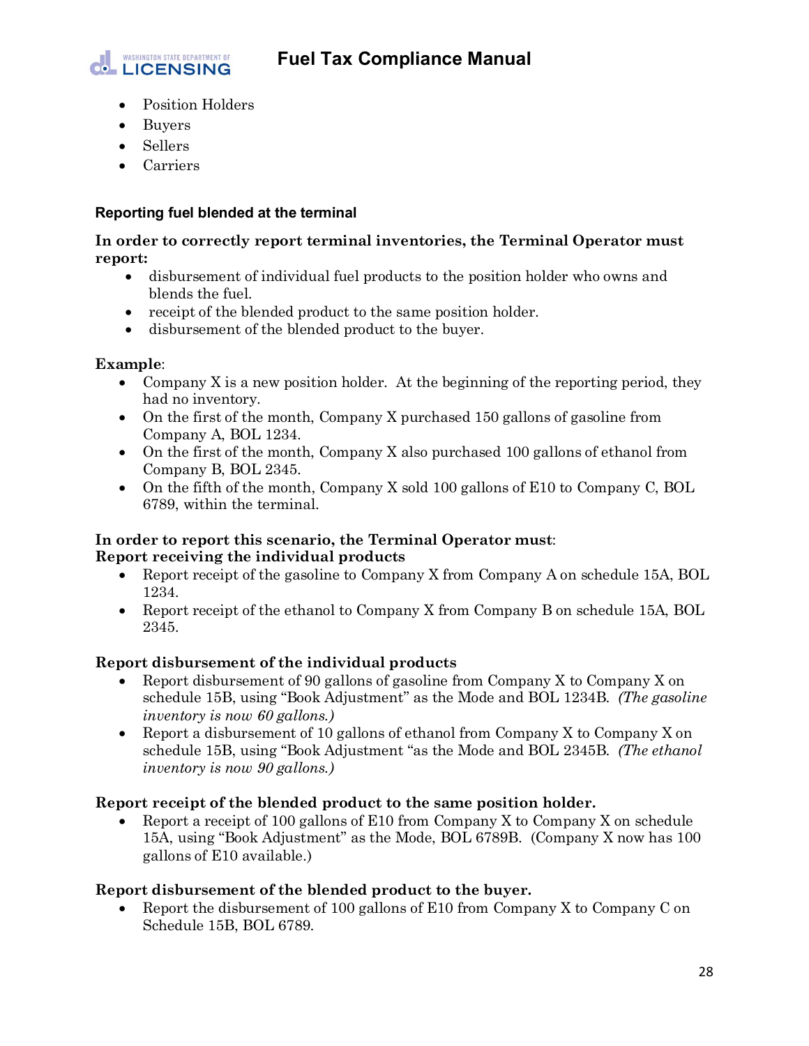- Position Holders
- Buyers
- Sellers
- Carriers

### Reporting fuel blended at the terminal

**In order to correctly report terminal inventories, the Terminal Operator must report:**

- disbursement of individual fuel products to the position holder who owns and blends the fuel.
- receipt of the blended product to the same position holder.
- disbursement of the blended product to the buyer.

**Example**:

- Company X is a new position holder. At the beginning of the reporting period, they had no inventory.
- On the first of the month, Company X purchased 150 gallons of gasoline from Company A, BOL 1234.
- On the first of the month, Company X also purchased 100 gallons of ethanol from Company B, BOL 2345.
- On the fifth of the month, Company X sold 100 gallons of E10 to Company C, BOL 6789, within the terminal.

**In order to report this scenario, the Terminal Operator must**:
**Report receiving the individual products**

- Report receipt of the gasoline to Company X from Company A on schedule 15A, BOL 1234.
- Report receipt of the ethanol to Company X from Company B on schedule 15A, BOL 2345.

**Report disbursement of the individual products**

- Report disbursement of 90 gallons of gasoline from Company X to Company X on schedule 15B, using "Book Adjustment" as the Mode and BOL 1234B. *(The gasoline inventory is now 60 gallons.)*
- Report a disbursement of 10 gallons of ethanol from Company X to Company X on schedule 15B, using "Book Adjustment "as the Mode and BOL 2345B. *(The ethanol inventory is now 90 gallons.)*

**Report receipt of the blended product to the same position holder.**

- Report a receipt of 100 gallons of E10 from Company X to Company X on schedule 15A, using "Book Adjustment" as the Mode, BOL 6789B. (Company X now has 100 gallons of E10 available.)

**Report disbursement of the blended product to the buyer.**

- Report the disbursement of 100 gallons of E10 from Company X to Company C on Schedule 15B, BOL 6789.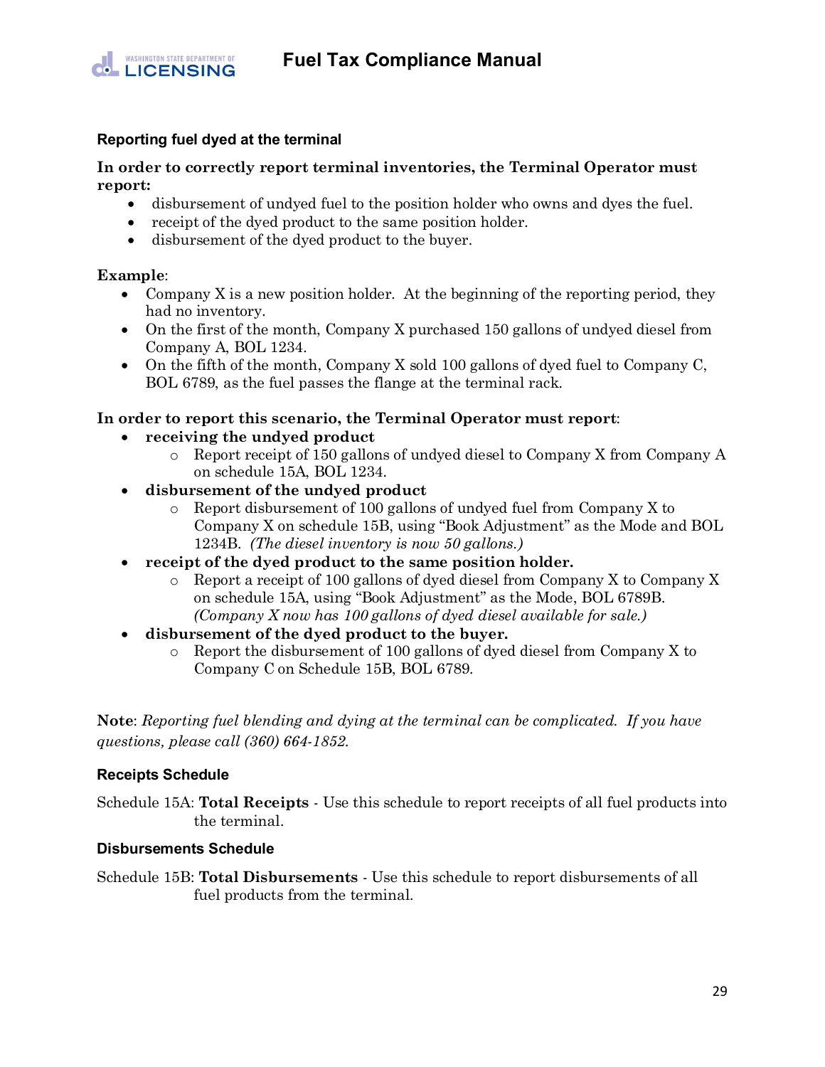### Reporting fuel dyed at the terminal

**In order to correctly report terminal inventories, the Terminal Operator must report:**

- disbursement of undyed fuel to the position holder who owns and dyes the fuel.
- receipt of the dyed product to the same position holder.
- disbursement of the dyed product to the buyer.

**Example**:

- Company X is a new position holder. At the beginning of the reporting period, they had no inventory.
- On the first of the month, Company X purchased 150 gallons of undyed diesel from Company A, BOL 1234.
- On the fifth of the month, Company X sold 100 gallons of dyed fuel to Company C, BOL 6789, as the fuel passes the flange at the terminal rack.

**In order to report this scenario, the Terminal Operator must report**:

- **receiving the undyed product**
  - Report receipt of 150 gallons of undyed diesel to Company X from Company A on schedule 15A, BOL 1234.
- **disbursement of the undyed product**
  - Report disbursement of 100 gallons of undyed fuel from Company X to Company X on schedule 15B, using "Book Adjustment" as the Mode and BOL 1234B. *(The diesel inventory is now 50 gallons.)*
- **receipt of the dyed product to the same position holder.**
  - Report a receipt of 100 gallons of dyed diesel from Company X to Company X on schedule 15A, using "Book Adjustment" as the Mode, BOL 6789B. *(Company X now has 100 gallons of dyed diesel available for sale.)*
- **disbursement of the dyed product to the buyer.**
  - Report the disbursement of 100 gallons of dyed diesel from Company X to Company C on Schedule 15B, BOL 6789.

**Note**: *Reporting fuel blending and dying at the terminal can be complicated. If you have questions, please call (360) 664-1852.*

### Receipts Schedule

Schedule 15A: **Total Receipts** - Use this schedule to report receipts of all fuel products into the terminal.

### Disbursements Schedule

Schedule 15B: **Total Disbursements** - Use this schedule to report disbursements of all fuel products from the terminal.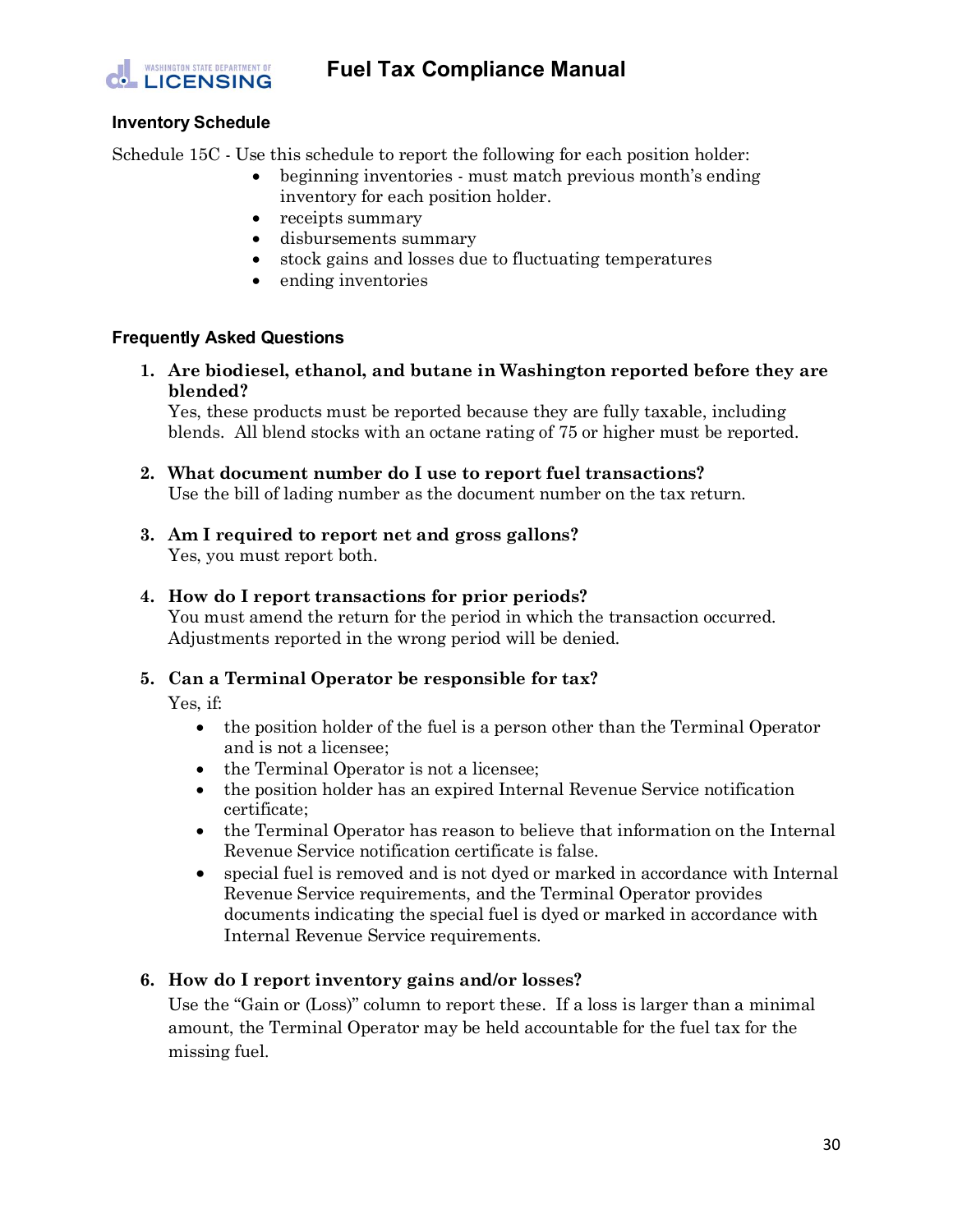### Inventory Schedule

Schedule 15C - Use this schedule to report the following for each position holder:

- beginning inventories - must match previous month's ending inventory for each position holder.
- receipts summary
- disbursements summary
- stock gains and losses due to fluctuating temperatures
- ending inventories

### Frequently Asked Questions

1. **Are biodiesel, ethanol, and butane in Washington reported before they are blended?**
   Yes, these products must be reported because they are fully taxable, including blends. All blend stocks with an octane rating of 75 or higher must be reported.

2. **What document number do I use to report fuel transactions?**
   Use the bill of lading number as the document number on the tax return.

3. **Am I required to report net and gross gallons?**
   Yes, you must report both.

4. **How do I report transactions for prior periods?**
   You must amend the return for the period in which the transaction occurred. Adjustments reported in the wrong period will be denied.

5. **Can a Terminal Operator be responsible for tax?**
   Yes, if:
   - the position holder of the fuel is a person other than the Terminal Operator and is not a licensee;
   - the Terminal Operator is not a licensee;
   - the position holder has an expired Internal Revenue Service notification certificate;
   - the Terminal Operator has reason to believe that information on the Internal Revenue Service notification certificate is false.
   - special fuel is removed and is not dyed or marked in accordance with Internal Revenue Service requirements, and the Terminal Operator provides documents indicating the special fuel is dyed or marked in accordance with Internal Revenue Service requirements.

6. **How do I report inventory gains and/or losses?**
   Use the "Gain or (Loss)" column to report these. If a loss is larger than a minimal amount, the Terminal Operator may be held accountable for the fuel tax for the missing fuel.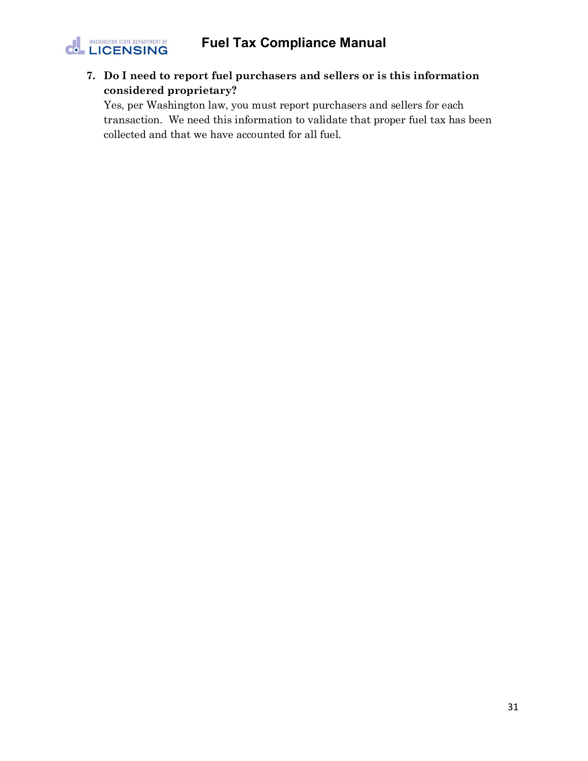7. **Do I need to report fuel purchasers and sellers or is this information considered proprietary?**

   Yes, per Washington law, you must report purchasers and sellers for each transaction. We need this information to validate that proper fuel tax has been collected and that we have accounted for all fuel.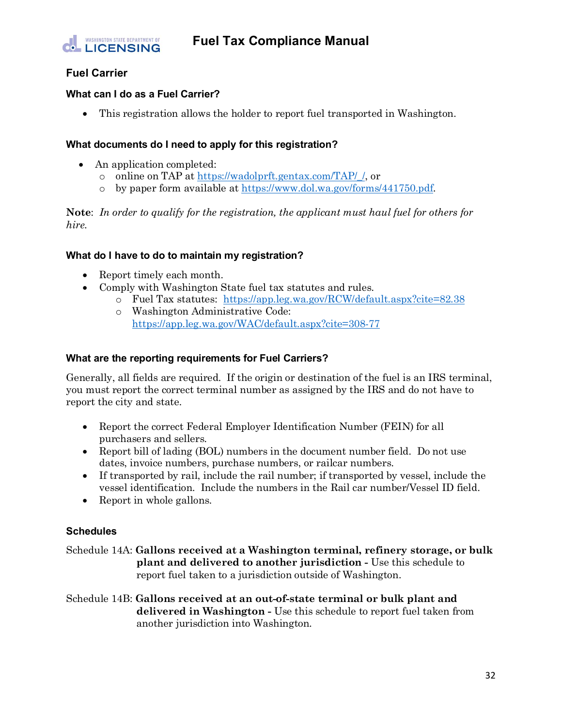## Fuel Carrier

### What can I do as a Fuel Carrier?

- This registration allows the holder to report fuel transported in Washington.

### What documents do I need to apply for this registration?

- An application completed:
  - online on TAP at https://wadolprft.gentax.com/TAP/_/, or
  - by paper form available at https://www.dol.wa.gov/forms/441750.pdf.

**Note**: *In order to qualify for the registration, the applicant must haul fuel for others for hire.*

### What do I have to do to maintain my registration?

- Report timely each month.
- Comply with Washington State fuel tax statutes and rules.
  - Fuel Tax statutes: https://app.leg.wa.gov/RCW/default.aspx?cite=82.38
  - Washington Administrative Code: https://app.leg.wa.gov/WAC/default.aspx?cite=308-77

### What are the reporting requirements for Fuel Carriers?

Generally, all fields are required. If the origin or destination of the fuel is an IRS terminal, you must report the correct terminal number as assigned by the IRS and do not have to report the city and state.

- Report the correct Federal Employer Identification Number (FEIN) for all purchasers and sellers.
- Report bill of lading (BOL) numbers in the document number field. Do not use dates, invoice numbers, purchase numbers, or railcar numbers.
- If transported by rail, include the rail number; if transported by vessel, include the vessel identification. Include the numbers in the Rail car number/Vessel ID field.
- Report in whole gallons.

### Schedules

Schedule 14A: **Gallons received at a Washington terminal, refinery storage, or bulk plant and delivered to another jurisdiction -** Use this schedule to report fuel taken to a jurisdiction outside of Washington.

Schedule 14B: **Gallons received at an out-of-state terminal or bulk plant and delivered in Washington -** Use this schedule to report fuel taken from another jurisdiction into Washington.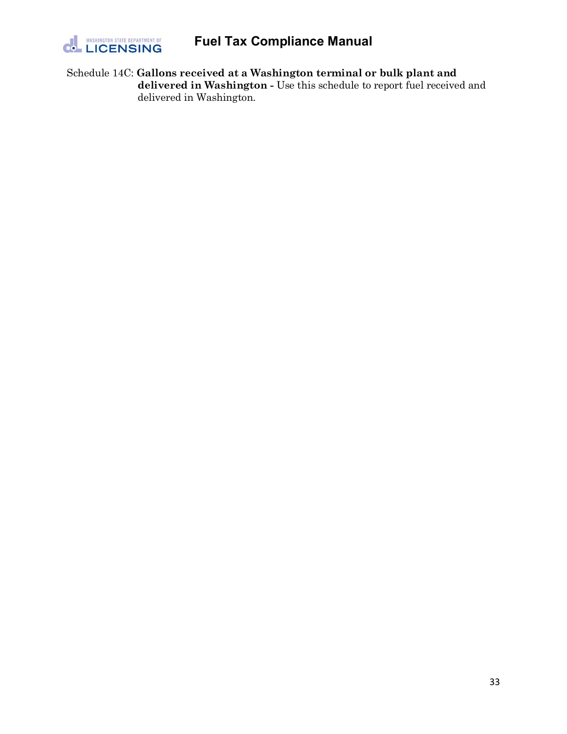Schedule 14C: **Gallons received at a Washington terminal or bulk plant and delivered in Washington -** Use this schedule to report fuel received and delivered in Washington.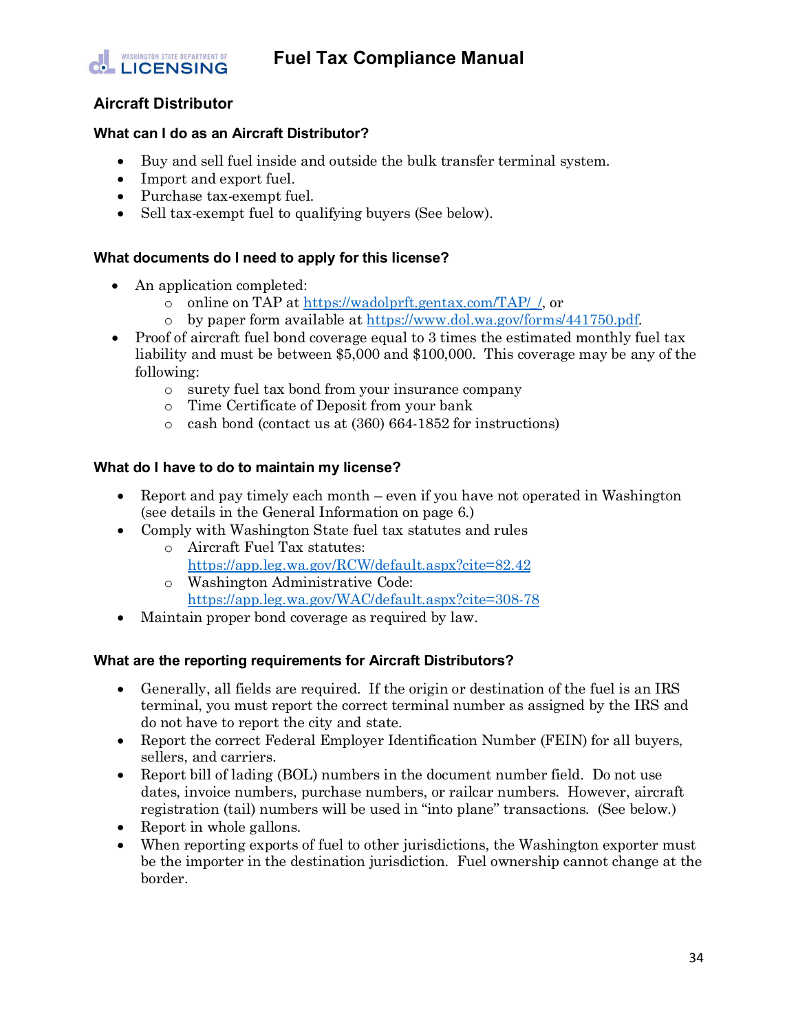## Aircraft Distributor

### What can I do as an Aircraft Distributor?

- Buy and sell fuel inside and outside the bulk transfer terminal system.
- Import and export fuel.
- Purchase tax-exempt fuel.
- Sell tax-exempt fuel to qualifying buyers (See below).

### What documents do I need to apply for this license?

- An application completed:
  - online on TAP at https://wadolprft.gentax.com/TAP/_/, or
  - by paper form available at https://www.dol.wa.gov/forms/441750.pdf.
- Proof of aircraft fuel bond coverage equal to 3 times the estimated monthly fuel tax liability and must be between $5,000 and $100,000. This coverage may be any of the following:
  - surety fuel tax bond from your insurance company
  - Time Certificate of Deposit from your bank
  - cash bond (contact us at (360) 664-1852 for instructions)

### What do I have to do to maintain my license?

- Report and pay timely each month – even if you have not operated in Washington (see details in the General Information on page 6.)
- Comply with Washington State fuel tax statutes and rules
  - Aircraft Fuel Tax statutes: https://app.leg.wa.gov/RCW/default.aspx?cite=82.42
  - Washington Administrative Code: https://app.leg.wa.gov/WAC/default.aspx?cite=308-78
- Maintain proper bond coverage as required by law.

### What are the reporting requirements for Aircraft Distributors?

- Generally, all fields are required. If the origin or destination of the fuel is an IRS terminal, you must report the correct terminal number as assigned by the IRS and do not have to report the city and state.
- Report the correct Federal Employer Identification Number (FEIN) for all buyers, sellers, and carriers.
- Report bill of lading (BOL) numbers in the document number field. Do not use dates, invoice numbers, purchase numbers, or railcar numbers. However, aircraft registration (tail) numbers will be used in "into plane" transactions. (See below.)
- Report in whole gallons.
- When reporting exports of fuel to other jurisdictions, the Washington exporter must be the importer in the destination jurisdiction. Fuel ownership cannot change at the border.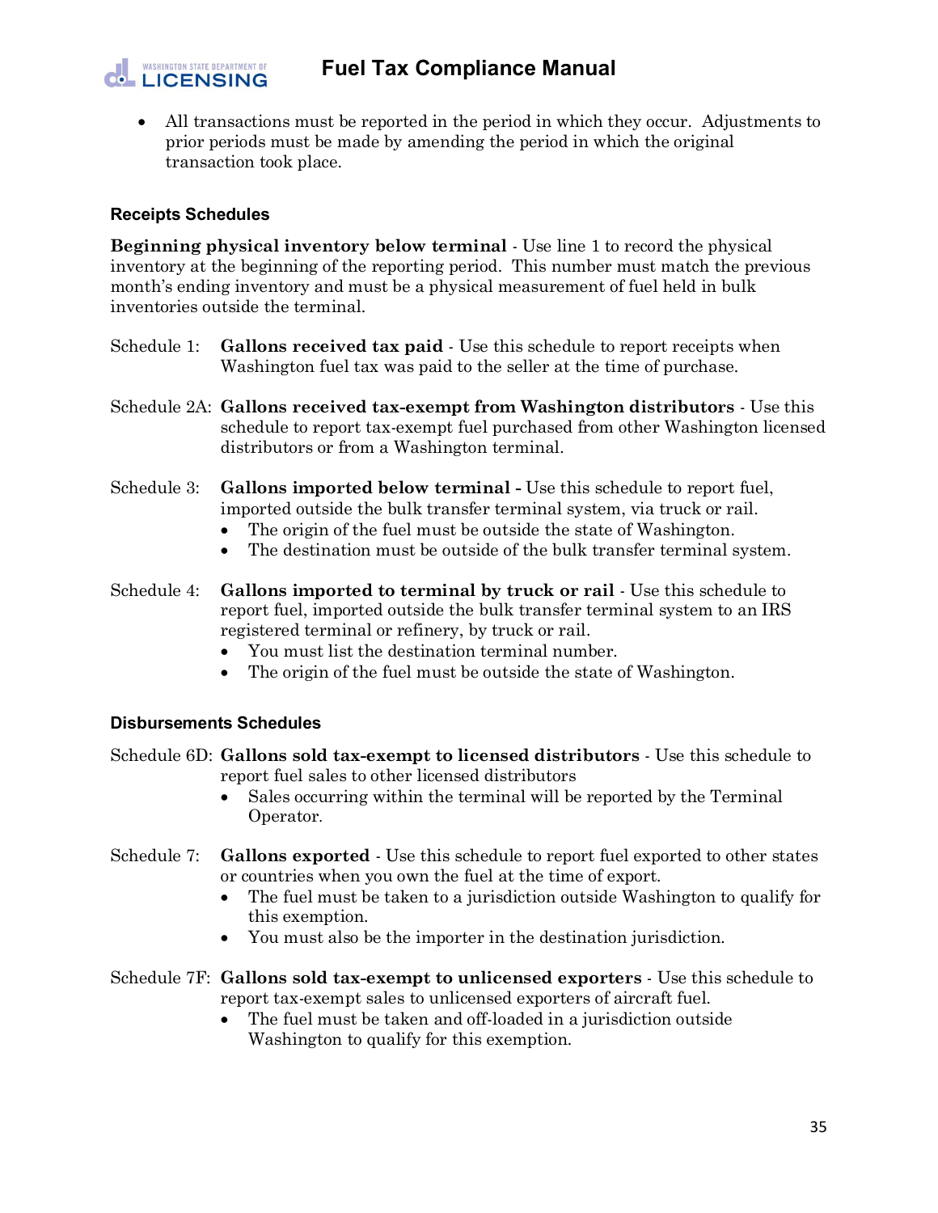- All transactions must be reported in the period in which they occur. Adjustments to prior periods must be made by amending the period in which the original transaction took place.

### Receipts Schedules

**Beginning physical inventory below terminal** - Use line 1 to record the physical inventory at the beginning of the reporting period. This number must match the previous month's ending inventory and must be a physical measurement of fuel held in bulk inventories outside the terminal.

Schedule 1: **Gallons received tax paid** - Use this schedule to report receipts when Washington fuel tax was paid to the seller at the time of purchase.

Schedule 2A: **Gallons received tax-exempt from Washington distributors** - Use this schedule to report tax-exempt fuel purchased from other Washington licensed distributors or from a Washington terminal.

Schedule 3: **Gallons imported below terminal -** Use this schedule to report fuel, imported outside the bulk transfer terminal system, via truck or rail.

- The origin of the fuel must be outside the state of Washington.
- The destination must be outside of the bulk transfer terminal system.

Schedule 4: **Gallons imported to terminal by truck or rail** - Use this schedule to report fuel, imported outside the bulk transfer terminal system to an IRS registered terminal or refinery, by truck or rail.

- You must list the destination terminal number.
- The origin of the fuel must be outside the state of Washington.

### Disbursements Schedules

Schedule 6D: **Gallons sold tax-exempt to licensed distributors** - Use this schedule to report fuel sales to other licensed distributors

- Sales occurring within the terminal will be reported by the Terminal Operator.

Schedule 7: **Gallons exported** - Use this schedule to report fuel exported to other states or countries when you own the fuel at the time of export.

- The fuel must be taken to a jurisdiction outside Washington to qualify for this exemption.
- You must also be the importer in the destination jurisdiction.

Schedule 7F: **Gallons sold tax-exempt to unlicensed exporters** - Use this schedule to report tax-exempt sales to unlicensed exporters of aircraft fuel.

- The fuel must be taken and off-loaded in a jurisdiction outside Washington to qualify for this exemption.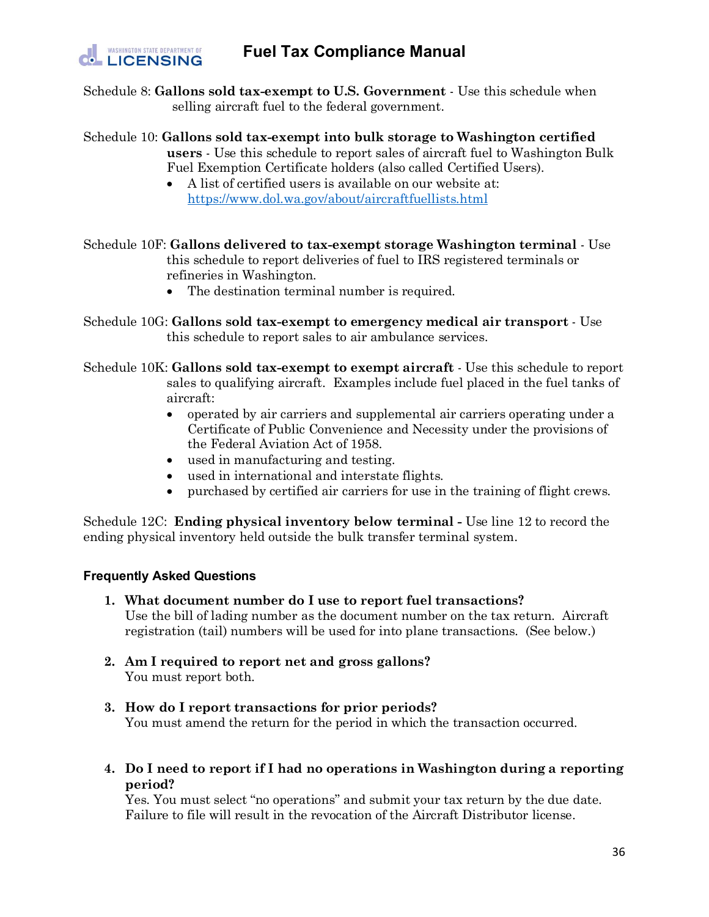Schedule 8: **Gallons sold tax-exempt to U.S. Government** - Use this schedule when selling aircraft fuel to the federal government.

Schedule 10: **Gallons sold tax-exempt into bulk storage to Washington certified users** - Use this schedule to report sales of aircraft fuel to Washington Bulk Fuel Exemption Certificate holders (also called Certified Users).

- A list of certified users is available on our website at: [https://www.dol.wa.gov/about/aircraftfuellists.html](https://www.dol.wa.gov/about/aircraftfuellists.html)

Schedule 10F: **Gallons delivered to tax-exempt storage Washington terminal** - Use this schedule to report deliveries of fuel to IRS registered terminals or refineries in Washington.

- The destination terminal number is required.

Schedule 10G: **Gallons sold tax-exempt to emergency medical air transport** - Use this schedule to report sales to air ambulance services.

Schedule 10K: **Gallons sold tax-exempt to exempt aircraft** - Use this schedule to report sales to qualifying aircraft. Examples include fuel placed in the fuel tanks of aircraft:

- operated by air carriers and supplemental air carriers operating under a Certificate of Public Convenience and Necessity under the provisions of the Federal Aviation Act of 1958.
- used in manufacturing and testing.
- used in international and interstate flights.
- purchased by certified air carriers for use in the training of flight crews.

Schedule 12C: **Ending physical inventory below terminal -** Use line 12 to record the ending physical inventory held outside the bulk transfer terminal system.

### Frequently Asked Questions

1. **What document number do I use to report fuel transactions?**
   Use the bill of lading number as the document number on the tax return. Aircraft registration (tail) numbers will be used for into plane transactions. (See below.)

2. **Am I required to report net and gross gallons?**
   You must report both.

3. **How do I report transactions for prior periods?**
   You must amend the return for the period in which the transaction occurred.

4. **Do I need to report if I had no operations in Washington during a reporting period?**
   Yes. You must select "no operations" and submit your tax return by the due date. Failure to file will result in the revocation of the Aircraft Distributor license.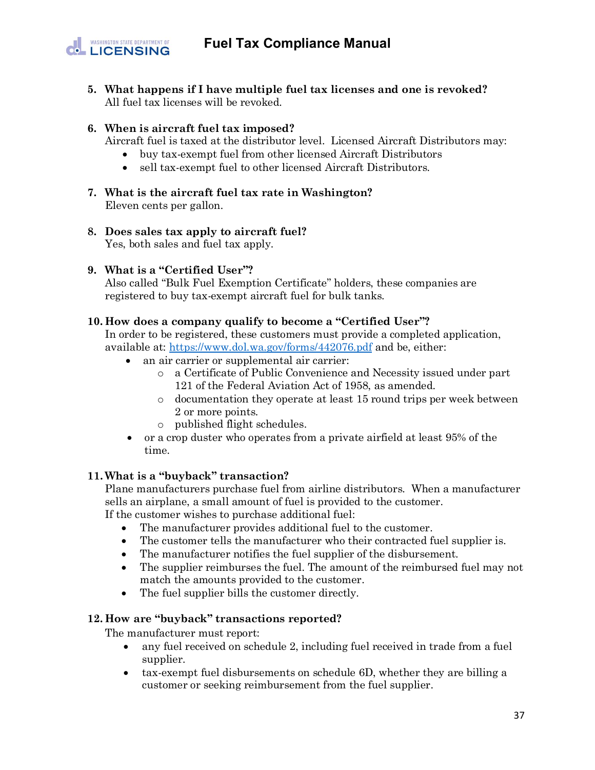5. **What happens if I have multiple fuel tax licenses and one is revoked?**
   All fuel tax licenses will be revoked.

6. **When is aircraft fuel tax imposed?**
   Aircraft fuel is taxed at the distributor level. Licensed Aircraft Distributors may:
   - buy tax-exempt fuel from other licensed Aircraft Distributors
   - sell tax-exempt fuel to other licensed Aircraft Distributors.

7. **What is the aircraft fuel tax rate in Washington?**
   Eleven cents per gallon.

8. **Does sales tax apply to aircraft fuel?**
   Yes, both sales and fuel tax apply.

9. **What is a "Certified User"?**
   Also called "Bulk Fuel Exemption Certificate" holders, these companies are registered to buy tax-exempt aircraft fuel for bulk tanks.

10. **How does a company qualify to become a "Certified User"?**
    In order to be registered, these customers must provide a completed application, available at: [https://www.dol.wa.gov/forms/442076.pdf](https://www.dol.wa.gov/forms/442076.pdf) and be, either:
    - an air carrier or supplemental air carrier:
      - a Certificate of Public Convenience and Necessity issued under part 121 of the Federal Aviation Act of 1958, as amended.
      - documentation they operate at least 15 round trips per week between 2 or more points.
      - published flight schedules.
    - or a crop duster who operates from a private airfield at least 95% of the time.

11. **What is a "buyback" transaction?**
    Plane manufacturers purchase fuel from airline distributors. When a manufacturer sells an airplane, a small amount of fuel is provided to the customer.
    If the customer wishes to purchase additional fuel:
    - The manufacturer provides additional fuel to the customer.
    - The customer tells the manufacturer who their contracted fuel supplier is.
    - The manufacturer notifies the fuel supplier of the disbursement.
    - The supplier reimburses the fuel. The amount of the reimbursed fuel may not match the amounts provided to the customer.
    - The fuel supplier bills the customer directly.

12. **How are "buyback" transactions reported?**
    The manufacturer must report:
    - any fuel received on schedule 2, including fuel received in trade from a fuel supplier.
    - tax-exempt fuel disbursements on schedule 6D, whether they are billing a customer or seeking reimbursement from the fuel supplier.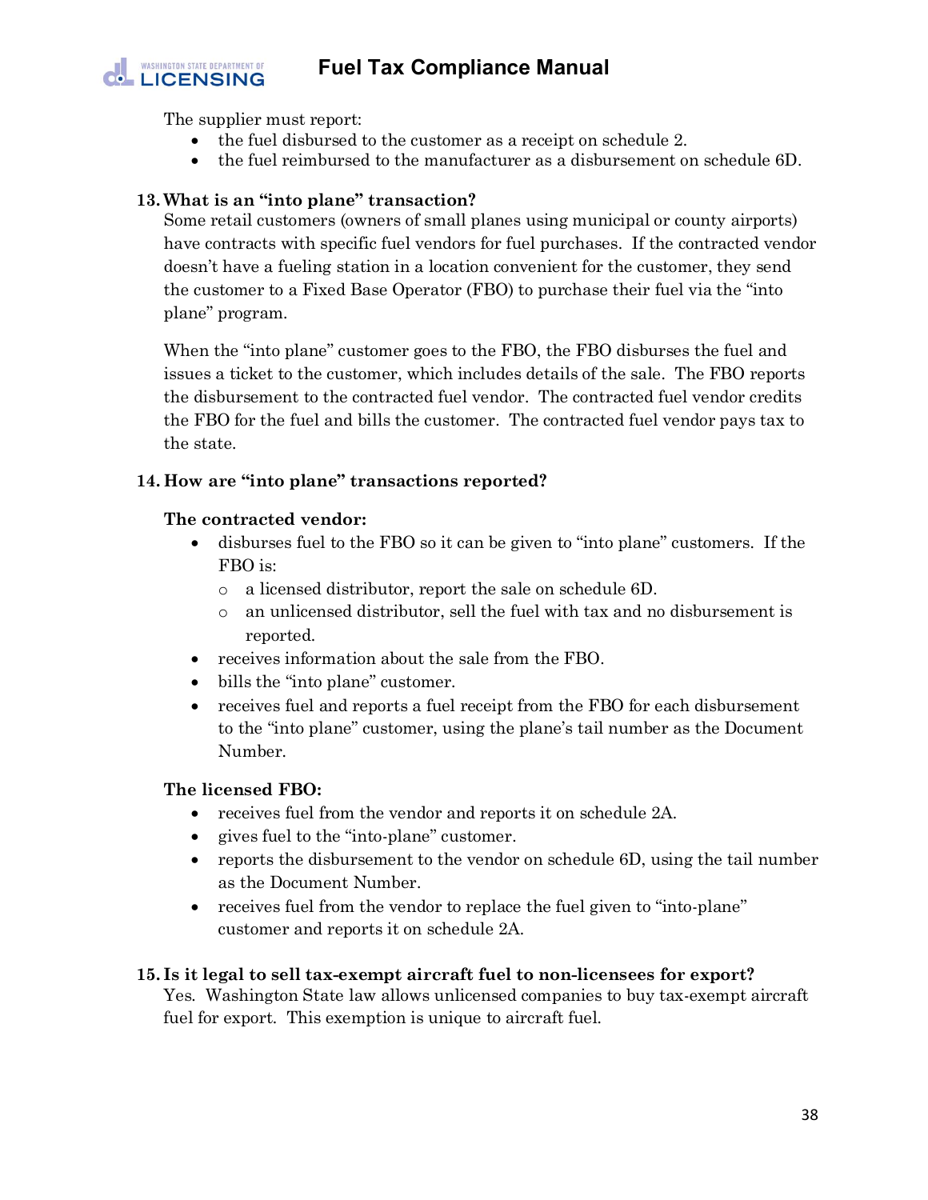The supplier must report:

- the fuel disbursed to the customer as a receipt on schedule 2.
- the fuel reimbursed to the manufacturer as a disbursement on schedule 6D.

**13. What is an "into plane" transaction?**

Some retail customers (owners of small planes using municipal or county airports) have contracts with specific fuel vendors for fuel purchases. If the contracted vendor doesn't have a fueling station in a location convenient for the customer, they send the customer to a Fixed Base Operator (FBO) to purchase their fuel via the "into plane" program.

When the "into plane" customer goes to the FBO, the FBO disburses the fuel and issues a ticket to the customer, which includes details of the sale. The FBO reports the disbursement to the contracted fuel vendor. The contracted fuel vendor credits the FBO for the fuel and bills the customer. The contracted fuel vendor pays tax to the state.

**14. How are "into plane" transactions reported?**

**The contracted vendor:**

- disburses fuel to the FBO so it can be given to "into plane" customers. If the FBO is:
  - a licensed distributor, report the sale on schedule 6D.
  - an unlicensed distributor, sell the fuel with tax and no disbursement is reported.
- receives information about the sale from the FBO.
- bills the "into plane" customer.
- receives fuel and reports a fuel receipt from the FBO for each disbursement to the "into plane" customer, using the plane's tail number as the Document Number.

**The licensed FBO:**

- receives fuel from the vendor and reports it on schedule 2A.
- gives fuel to the "into-plane" customer.
- reports the disbursement to the vendor on schedule 6D, using the tail number as the Document Number.
- receives fuel from the vendor to replace the fuel given to "into-plane" customer and reports it on schedule 2A.

**15. Is it legal to sell tax-exempt aircraft fuel to non-licensees for export?**

Yes. Washington State law allows unlicensed companies to buy tax-exempt aircraft fuel for export. This exemption is unique to aircraft fuel.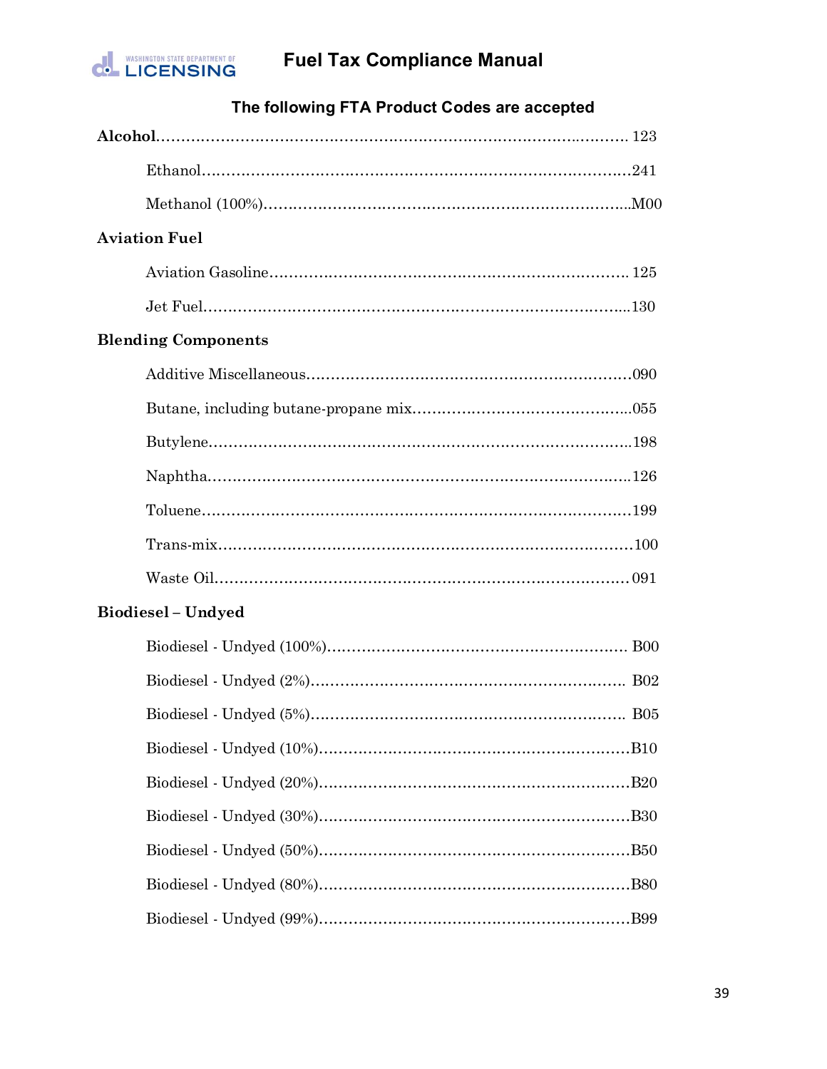### The following FTA Product Codes are accepted

**Alcohol**.................................................................................................. 123

Ethanol.......................................................................................241

Methanol (100%)..........................................................................M00

**Aviation Fuel**

Aviation Gasoline........................................................................ 125

Jet Fuel.......................................................................................130

**Blending Components**

Additive Miscellaneous.................................................................090

Butane, including butane-propane mix............................................055

Butylene.......................................................................................198

Naphtha.......................................................................................126

Toluene.......................................................................................199

Trans-mix.....................................................................................100

Waste Oil..................................................................................... 091

**Biodiesel – Undyed**

Biodiesel - Undyed (100%)............................................................ B00

Biodiesel - Undyed (2%)................................................................ B02

Biodiesel - Undyed (5%)................................................................ B05

Biodiesel - Undyed (10%)..............................................................B10

Biodiesel - Undyed (20%)..............................................................B20

Biodiesel - Undyed (30%)..............................................................B30

Biodiesel - Undyed (50%)..............................................................B50

Biodiesel - Undyed (80%)..............................................................B80

Biodiesel - Undyed (99%)..............................................................B99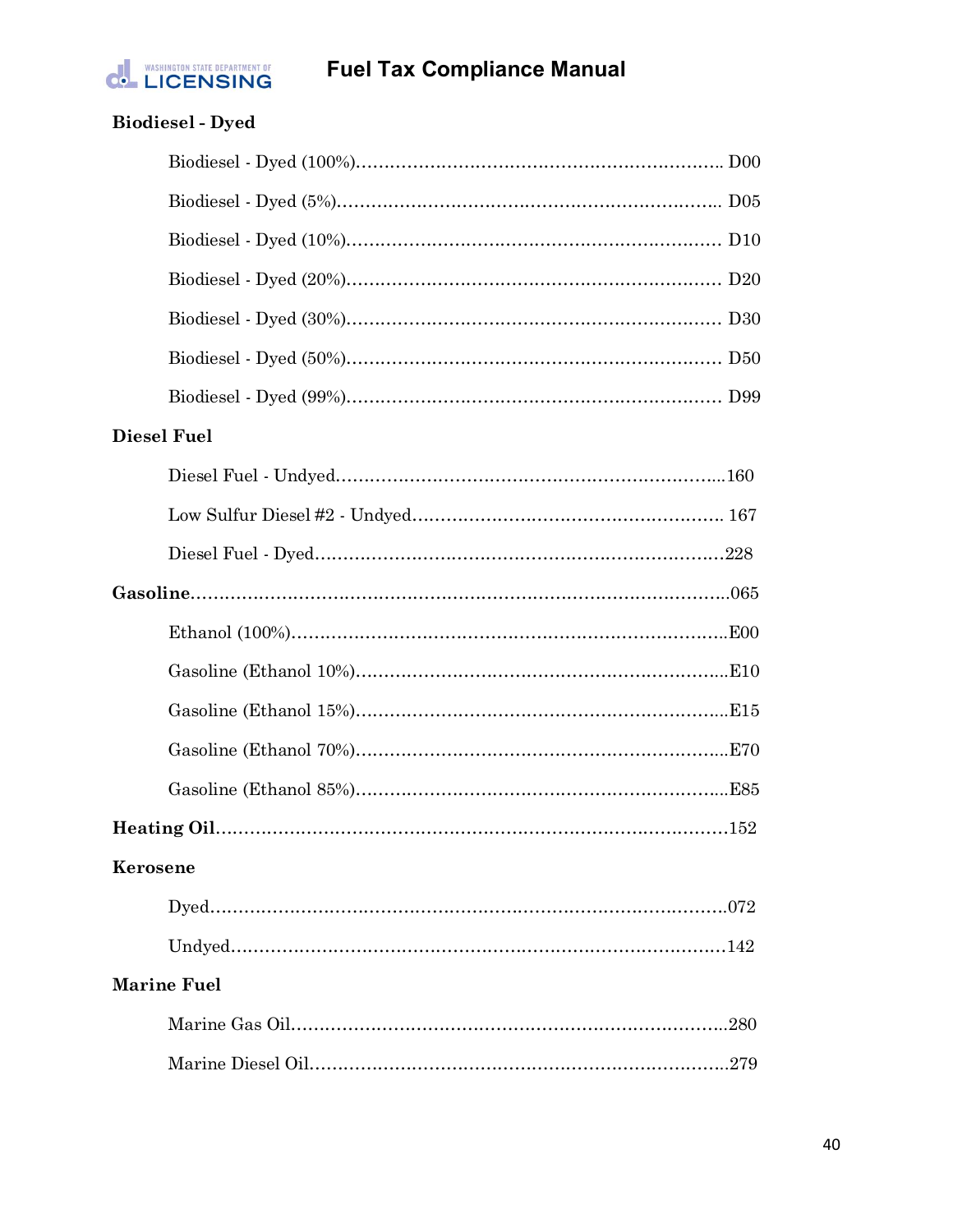**Biodiesel - Dyed**

- Biodiesel - Dyed (100%)................................................................ D00
- Biodiesel - Dyed (5%)................................................................... D05
- Biodiesel - Dyed (10%)................................................................. D10
- Biodiesel - Dyed (20%)................................................................. D20
- Biodiesel - Dyed (30%)................................................................. D30
- Biodiesel - Dyed (50%)................................................................. D50
- Biodiesel - Dyed (99%)................................................................. D99

**Diesel Fuel**

- Diesel Fuel - Undyed...................................................................160
- Low Sulfur Diesel #2 - Undyed....................................................... 167
- Diesel Fuel - Dyed.......................................................................228

**Gasoline**...............................................................................................065

- Ethanol (100%)............................................................................E00
- Gasoline (Ethanol 10%).................................................................E10
- Gasoline (Ethanol 15%).................................................................E15
- Gasoline (Ethanol 70%).................................................................E70
- Gasoline (Ethanol 85%).................................................................E85

**Heating Oil**..........................................................................................152

**Kerosene**

- Dyed.........................................................................................072
- Undyed......................................................................................142

**Marine Fuel**

- Marine Gas Oil............................................................................280
- Marine Diesel Oil.........................................................................279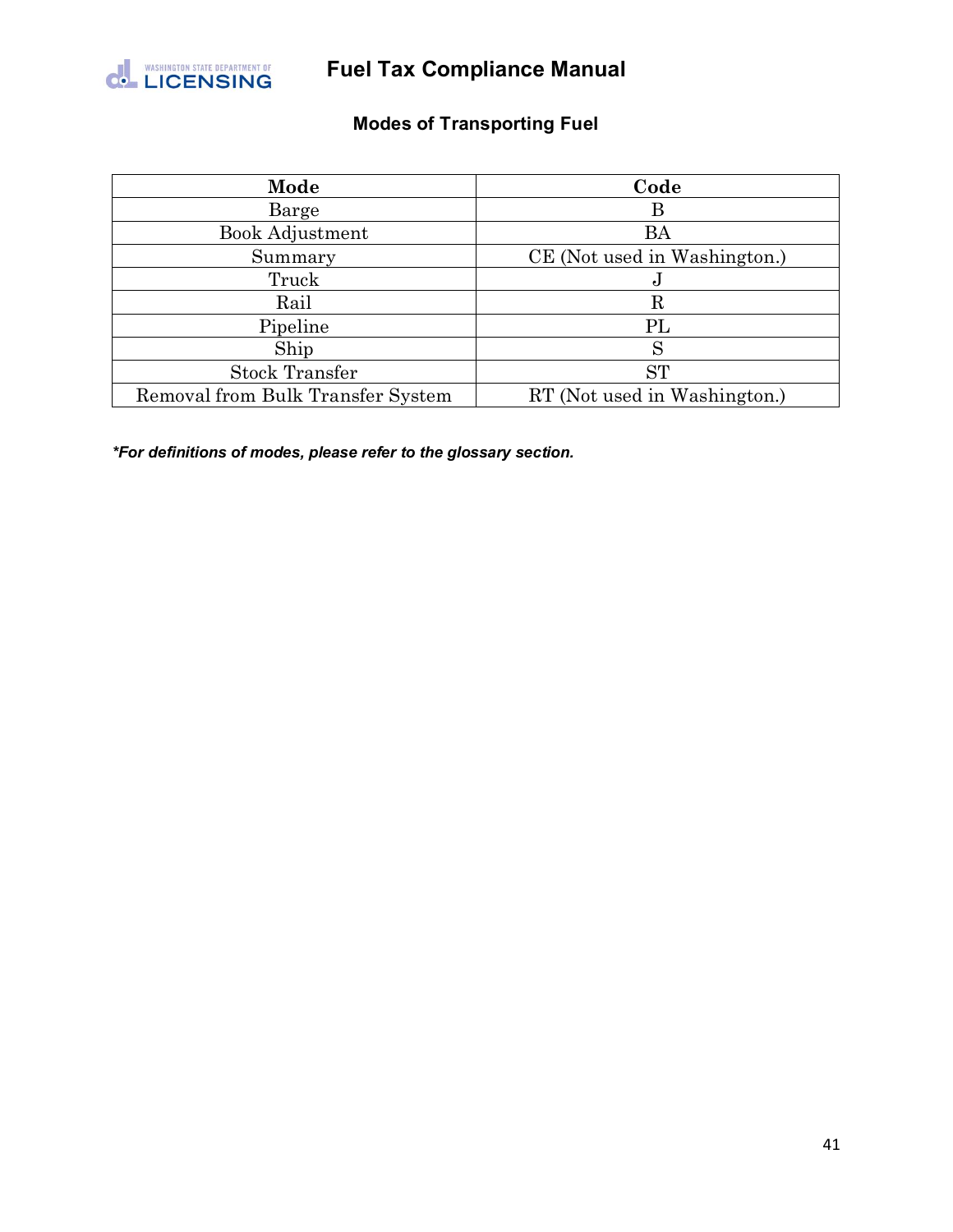## Modes of Transporting Fuel

| Mode | Code |
|---|---|
| Barge | B |
| Book Adjustment | BA |
| Summary | CE (Not used in Washington.) |
| Truck | J |
| Rail | R |
| Pipeline | PL |
| Ship | S |
| Stock Transfer | ST |
| Removal from Bulk Transfer System | RT (Not used in Washington.) |

***For definitions of modes, please refer to the glossary section.***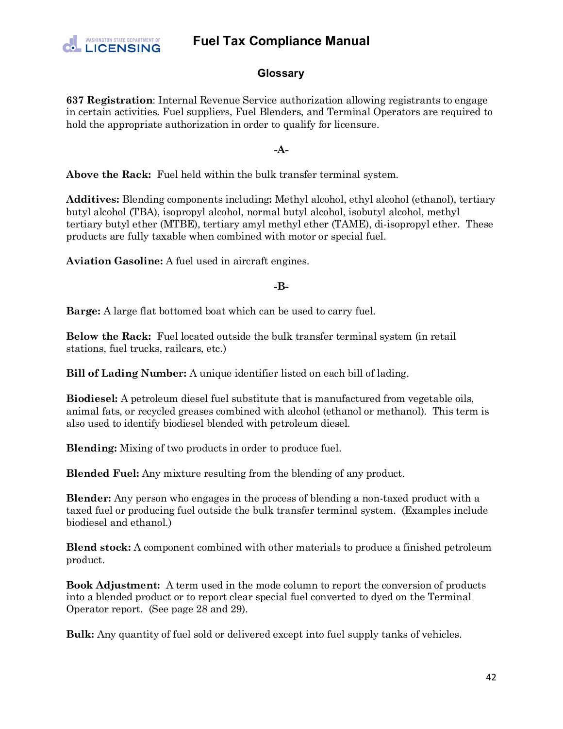## Glossary

**637 Registration**: Internal Revenue Service authorization allowing registrants to engage in certain activities. Fuel suppliers, Fuel Blenders, and Terminal Operators are required to hold the appropriate authorization in order to qualify for licensure.

**-A-**

**Above the Rack:** Fuel held within the bulk transfer terminal system.

**Additives:** Blending components including**:** Methyl alcohol, ethyl alcohol (ethanol), tertiary butyl alcohol (TBA), isopropyl alcohol, normal butyl alcohol, isobutyl alcohol, methyl tertiary butyl ether (MTBE), tertiary amyl methyl ether (TAME), di-isopropyl ether. These products are fully taxable when combined with motor or special fuel.

**Aviation Gasoline:** A fuel used in aircraft engines.

**-B-**

**Barge:** A large flat bottomed boat which can be used to carry fuel.

**Below the Rack:** Fuel located outside the bulk transfer terminal system (in retail stations, fuel trucks, railcars, etc.)

**Bill of Lading Number:** A unique identifier listed on each bill of lading.

**Biodiesel:** A petroleum diesel fuel substitute that is manufactured from vegetable oils, animal fats, or recycled greases combined with alcohol (ethanol or methanol). This term is also used to identify biodiesel blended with petroleum diesel.

**Blending:** Mixing of two products in order to produce fuel.

**Blended Fuel:** Any mixture resulting from the blending of any product.

**Blender:** Any person who engages in the process of blending a non-taxed product with a taxed fuel or producing fuel outside the bulk transfer terminal system. (Examples include biodiesel and ethanol.)

**Blend stock:** A component combined with other materials to produce a finished petroleum product.

**Book Adjustment:** A term used in the mode column to report the conversion of products into a blended product or to report clear special fuel converted to dyed on the Terminal Operator report. (See page 28 and 29).

**Bulk:** Any quantity of fuel sold or delivered except into fuel supply tanks of vehicles.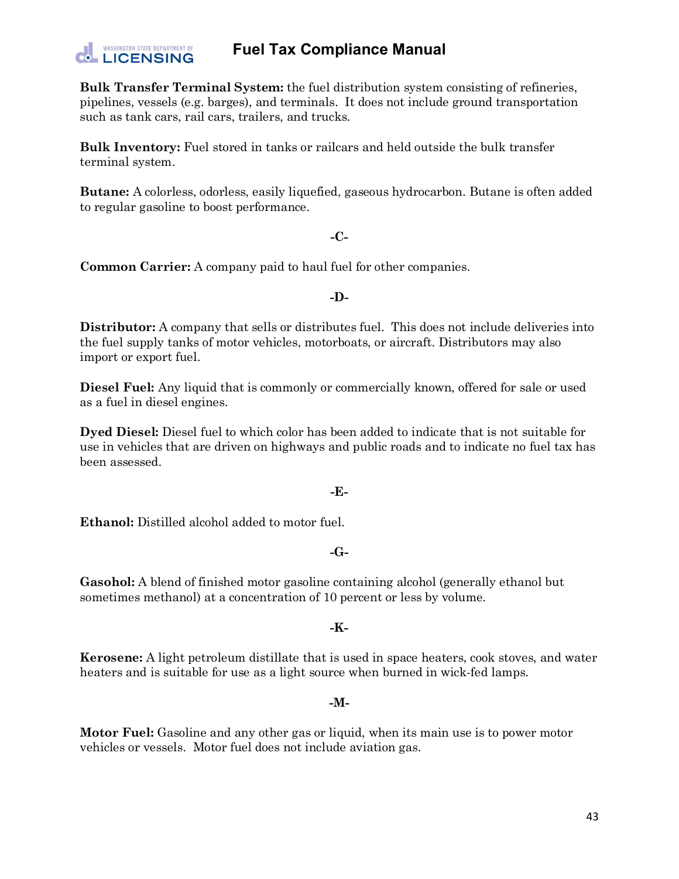**Bulk Transfer Terminal System:** the fuel distribution system consisting of refineries, pipelines, vessels (e.g. barges), and terminals. It does not include ground transportation such as tank cars, rail cars, trailers, and trucks.

**Bulk Inventory:** Fuel stored in tanks or railcars and held outside the bulk transfer terminal system.

**Butane:** A colorless, odorless, easily liquefied, gaseous hydrocarbon. Butane is often added to regular gasoline to boost performance.

**-C-**

**Common Carrier:** A company paid to haul fuel for other companies.

**-D-**

**Distributor:** A company that sells or distributes fuel. This does not include deliveries into the fuel supply tanks of motor vehicles, motorboats, or aircraft. Distributors may also import or export fuel.

**Diesel Fuel:** Any liquid that is commonly or commercially known, offered for sale or used as a fuel in diesel engines.

**Dyed Diesel:** Diesel fuel to which color has been added to indicate that is not suitable for use in vehicles that are driven on highways and public roads and to indicate no fuel tax has been assessed.

**-E-**

**Ethanol:** Distilled alcohol added to motor fuel.

**-G-**

**Gasohol:** A blend of finished motor gasoline containing alcohol (generally ethanol but sometimes methanol) at a concentration of 10 percent or less by volume.

**-K-**

**Kerosene:** A light petroleum distillate that is used in space heaters, cook stoves, and water heaters and is suitable for use as a light source when burned in wick-fed lamps.

**-M-**

**Motor Fuel:** Gasoline and any other gas or liquid, when its main use is to power motor vehicles or vessels. Motor fuel does not include aviation gas.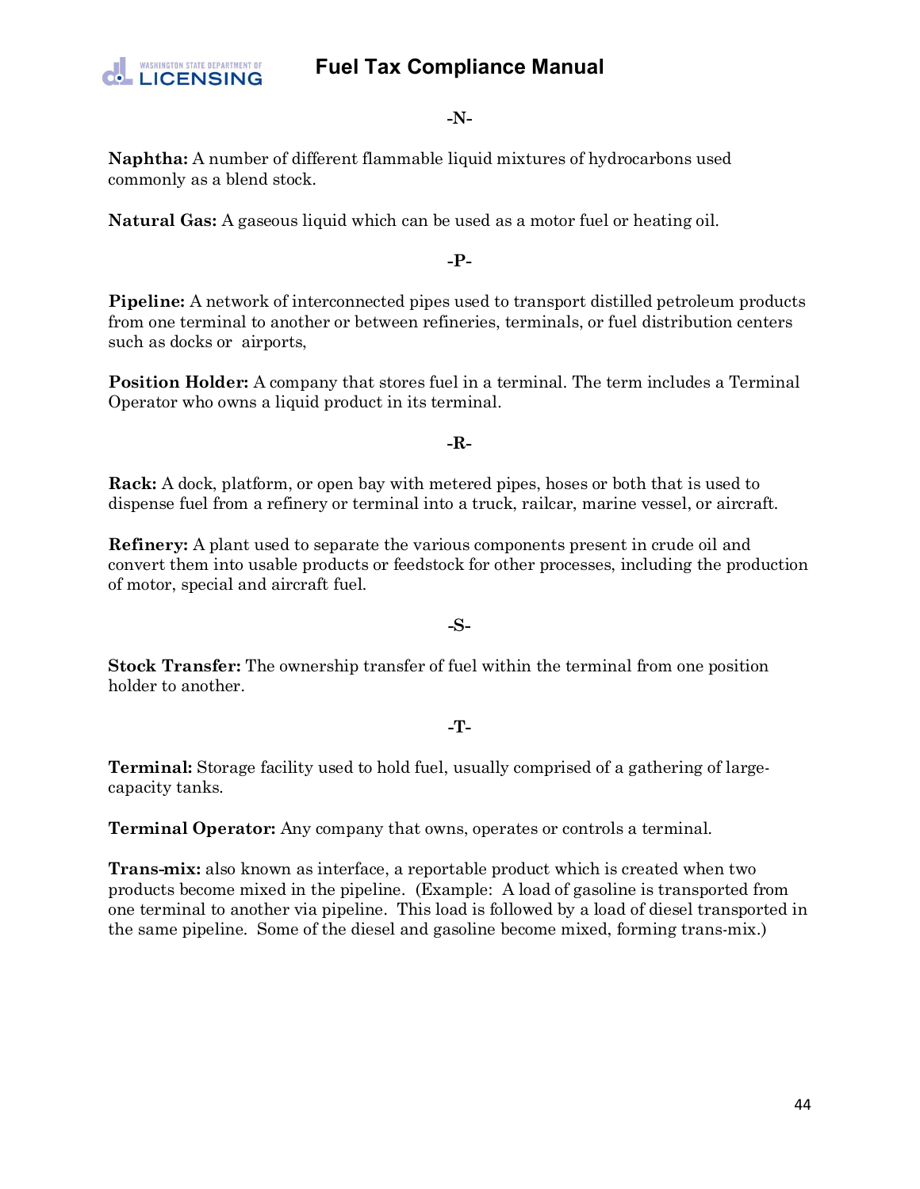**-N-**

**Naphtha:** A number of different flammable liquid mixtures of hydrocarbons used commonly as a blend stock.

**Natural Gas:** A gaseous liquid which can be used as a motor fuel or heating oil.

**-P-**

**Pipeline:** A network of interconnected pipes used to transport distilled petroleum products from one terminal to another or between refineries, terminals, or fuel distribution centers such as docks or airports,

**Position Holder:** A company that stores fuel in a terminal. The term includes a Terminal Operator who owns a liquid product in its terminal.

**-R-**

**Rack:** A dock, platform, or open bay with metered pipes, hoses or both that is used to dispense fuel from a refinery or terminal into a truck, railcar, marine vessel, or aircraft.

**Refinery:** A plant used to separate the various components present in crude oil and convert them into usable products or feedstock for other processes, including the production of motor, special and aircraft fuel.

**-S-**

**Stock Transfer:** The ownership transfer of fuel within the terminal from one position holder to another.

**-T-**

**Terminal:** Storage facility used to hold fuel, usually comprised of a gathering of large-capacity tanks.

**Terminal Operator:** Any company that owns, operates or controls a terminal.

**Trans-mix:** also known as interface, a reportable product which is created when two products become mixed in the pipeline. (Example: A load of gasoline is transported from one terminal to another via pipeline. This load is followed by a load of diesel transported in the same pipeline. Some of the diesel and gasoline become mixed, forming trans-mix.)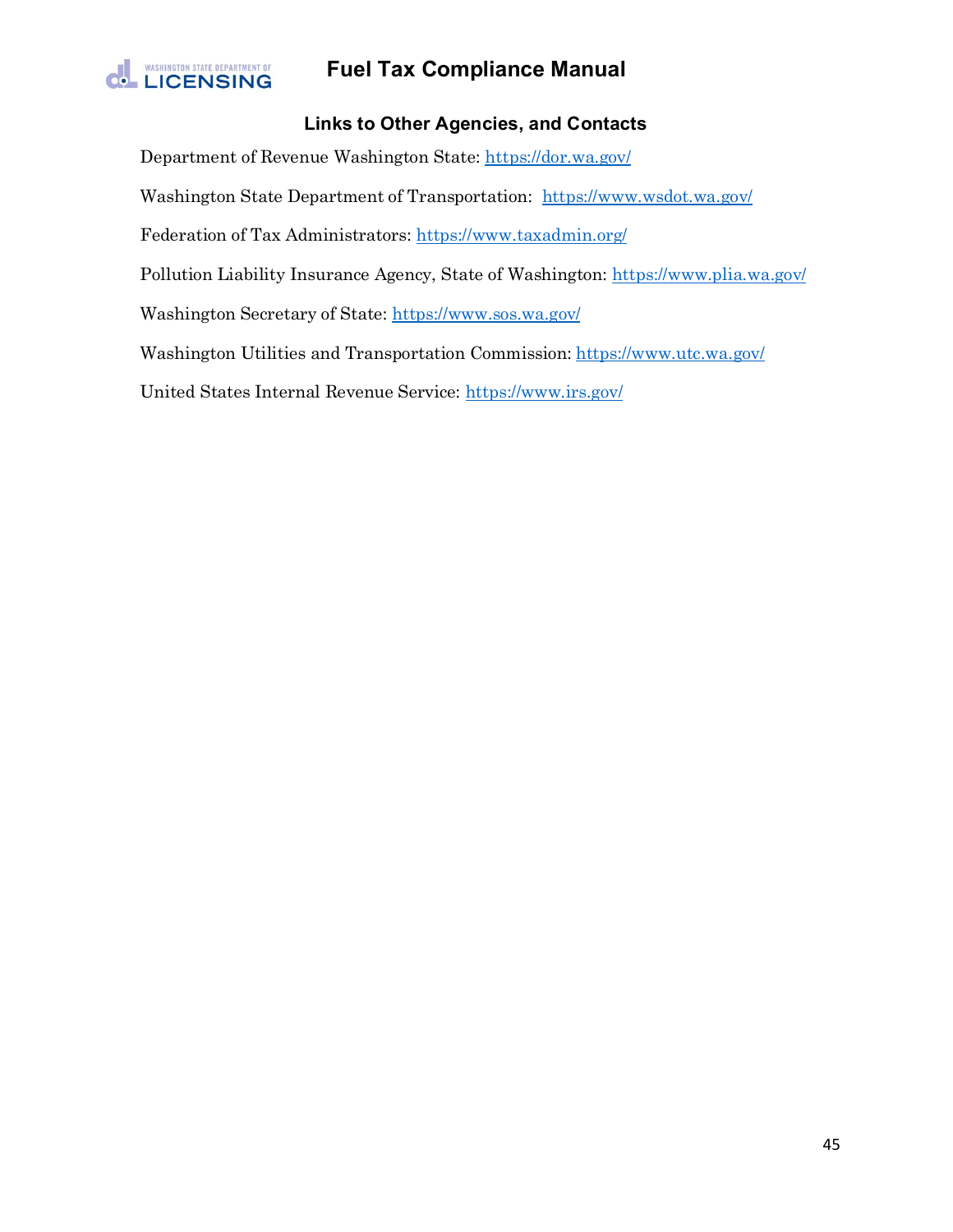## Links to Other Agencies, and Contacts

Department of Revenue Washington State: [https://dor.wa.gov/](https://dor.wa.gov/)

Washington State Department of Transportation: [https://www.wsdot.wa.gov/](https://www.wsdot.wa.gov/)

Federation of Tax Administrators: [https://www.taxadmin.org/](https://www.taxadmin.org/)

Pollution Liability Insurance Agency, State of Washington: [https://www.plia.wa.gov/](https://www.plia.wa.gov/)

Washington Secretary of State: [https://www.sos.wa.gov/](https://www.sos.wa.gov/)

Washington Utilities and Transportation Commission: [https://www.utc.wa.gov/](https://www.utc.wa.gov/)

United States Internal Revenue Service: [https://www.irs.gov/](https://www.irs.gov/)